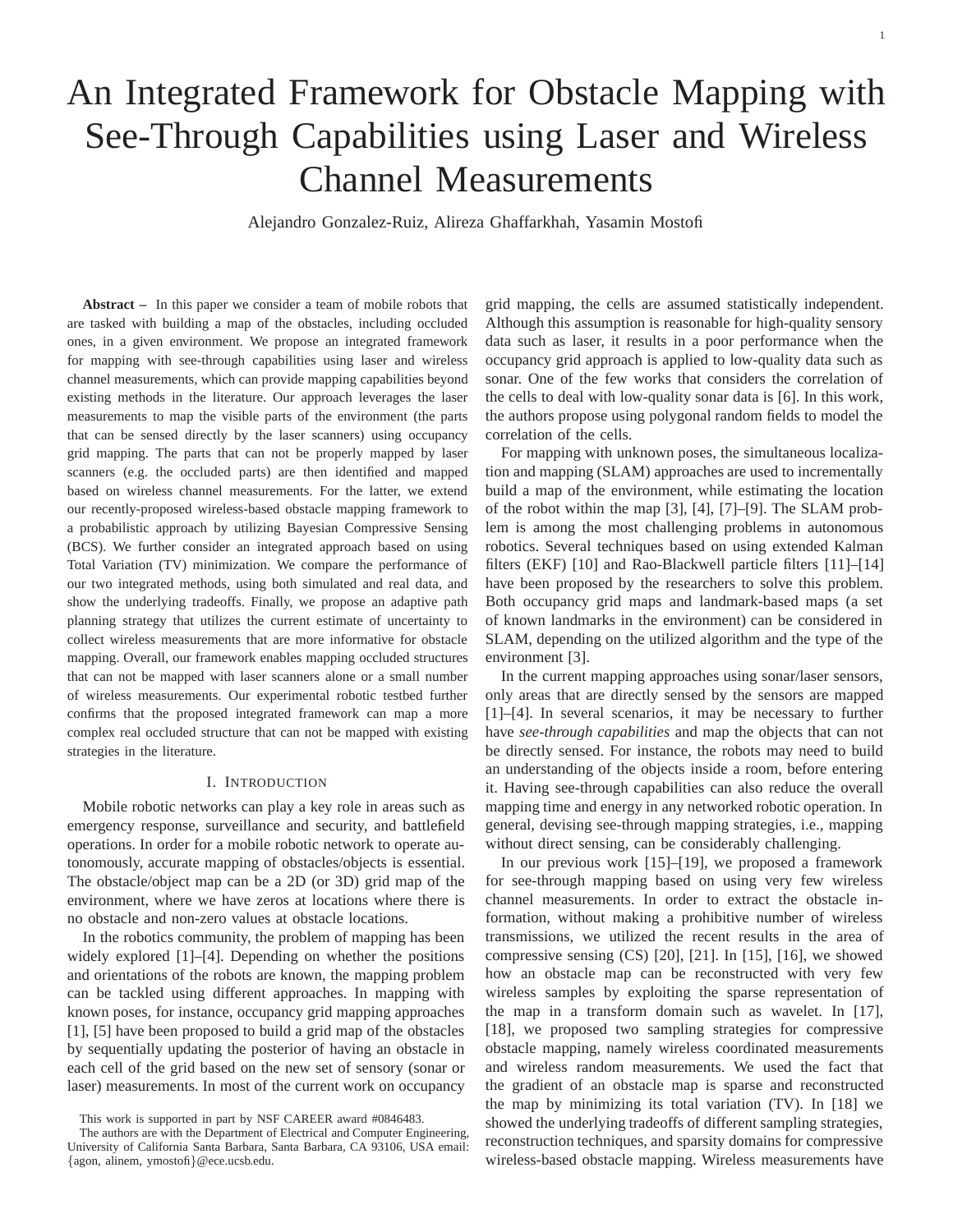# An Integrated Framework for Obstacle Mapping with See-Through Capabilities using Laser and Wireless Channel Measurements

Alejandro Gonzalez-Ruiz, Alireza Ghaffarkhah, Yasamin Mostofi

**Abstract –** In this paper we consider a team of mobile robots that are tasked with building a map of the obstacles, including occluded ones, in a given environment. We propose an integrated framework for mapping with see-through capabilities using laser and wireless channel measurements, which can provide mapping capabilities beyond existing methods in the literature. Our approach leverages the laser measurements to map the visible parts of the environment (the parts that can be sensed directly by the laser scanners) using occupancy grid mapping. The parts that can not be properly mapped by laser scanners (e.g. the occluded parts) are then identified and mapped based on wireless channel measurements. For the latter, we extend our recently-proposed wireless-based obstacle mapping framework to a probabilistic approach by utilizing Bayesian Compressive Sensing (BCS). We further consider an integrated approach based on using Total Variation (TV) minimization. We compare the performance of our two integrated methods, using both simulated and real data, and show the underlying tradeoffs. Finally, we propose an adaptive path planning strategy that utilizes the current estimate of uncertainty to collect wireless measurements that are more informative for obstacle mapping. Overall, our framework enables mapping occluded structures that can not be mapped with laser scanners alone or a small number of wireless measurements. Our experimental robotic testbed further confirms that the proposed integrated framework can map a more complex real occluded structure that can not be mapped with existing strategies in the literature.

## I. Introduction

Mobile robotic networks can play a key role in areas such as emergency response, surveillance and security, and battlefield operations. In order for a mobile robotic network to operate autonomously, accurate mapping of obstacles/objects is essential. The obstacle/object map can be a 2D (or 3D) grid map of the environment, where we have zeros at locations where there is no obstacle and non-zero values at obstacle locations.

In the robotics community, the problem of mapping has been widely explored [1]–[4]. Depending on whether the positions and orientations of the robots are known, the mapping problem can be tackled using different approaches. In mapping with known poses, for instance, occupancy grid mapping approaches [1], [5] have been proposed to build a grid map of the obstacles by sequentially updating the posterior of having an obstacle in each cell of the grid based on the new set of sensory (sonar or laser) measurements. In most of the current work on occupancy grid mapping, the cells are assumed statistically independent. Although this assumption is reasonable for high-quality sensory data such as laser, it results in a poor performance when the occupancy grid approach is applied to low-quality data such as sonar. One of the few works that considers the correlation of the cells to deal with low-quality sonar data is [6]. In this work, the authors propose using polygonal random fields to model the correlation of the cells.

For mapping with unknown poses, the simultaneous localization and mapping (SLAM) approaches are used to incrementally build a map of the environment, while estimating the location of the robot within the map [3], [4], [7]–[9]. The SLAM problem is among the most challenging problems in autonomous robotics. Several techniques based on using extended Kalman filters (EKF) [10] and Rao-Blackwell particle filters [11]–[14] have been proposed by the researchers to solve this problem. Both occupancy grid maps and landmark-based maps (a set of known landmarks in the environment) can be considered in SLAM, depending on the utilized algorithm and the type of the environment [3].

In the current mapping approaches using sonar/laser sensors, only areas that are directly sensed by the sensors are mapped [1]–[4]. In several scenarios, it may be necessary to further have *see-through capabilities* and map the objects that can not be directly sensed. For instance, the robots may need to build an understanding of the objects inside a room, before entering it. Having see-through capabilities can also reduce the overall mapping time and energy in any networked robotic operation. In general, devising see-through mapping strategies, i.e., mapping without direct sensing, can be considerably challenging.

In our previous work [15]–[19], we proposed a framework for see-through mapping based on using very few wireless channel measurements. In order to extract the obstacle information, without making a prohibitive number of wireless transmissions, we utilized the recent results in the area of compressive sensing (CS) [20], [21]. In [15], [16], we showed how an obstacle map can be reconstructed with very few wireless samples by exploiting the sparse representation of the map in a transform domain such as wavelet. In [17], [18], we proposed two sampling strategies for compressive obstacle mapping, namely wireless coordinated measurements and wireless random measurements. We used the fact that the gradient of an obstacle map is sparse and reconstructed the map by minimizing its total variation (TV). In [18] we showed the underlying tradeoffs of different sampling strategies, reconstruction techniques, and sparsity domains for compressive wireless-based obstacle mapping. Wireless measurements have

This work is supported in part by NSF CAREER award #0846483.

The authors are with the Department of Electrical and Computer Engineering, University of California Santa Barbara, Santa Barbara, CA 93106, USA email: {agon, alinem, ymostofi}@ece.ucsb.edu.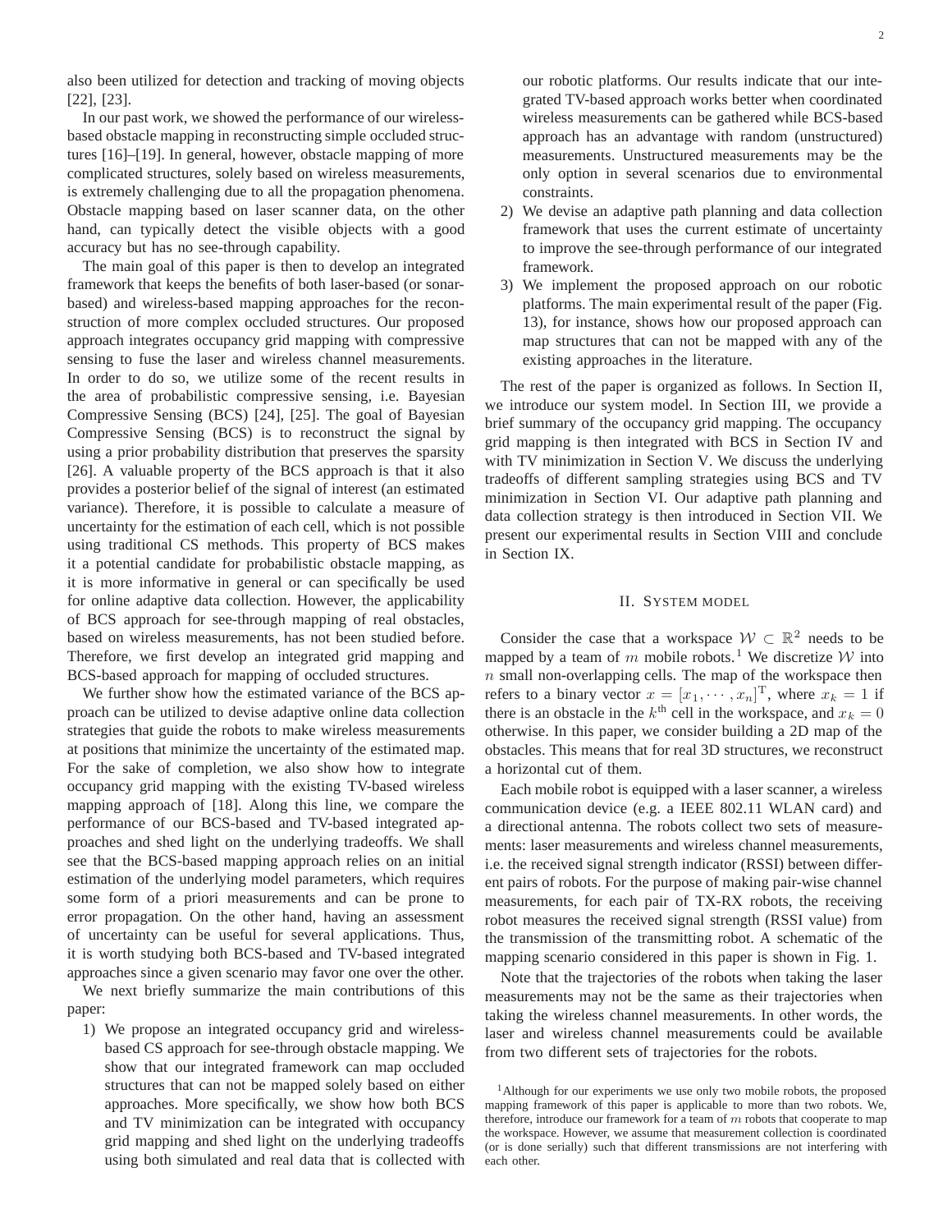also been utilized for detection and tracking of moving objects [22], [23].

In our past work, we showed the performance of our wireless-based obstacle mapping in reconstructing simple occluded structures [16]–[19]. In general, however, obstacle mapping of more complicated structures, solely based on wireless measurements, is extremely challenging due to all the propagation phenomena. Obstacle mapping based on laser scanner data, on the other hand, can typically detect the visible objects with a good accuracy but has no see-through capability.

The main goal of this paper is then to develop an integrated framework that keeps the benefits of both laser-based (or sonar-based) and wireless-based mapping approaches for the reconstruction of more complex occluded structures. Our proposed approach integrates occupancy grid mapping with compressive sensing to fuse the laser and wireless channel measurements. In order to do so, we utilize some of the recent results in the area of probabilistic compressive sensing, i.e. Bayesian Compressive Sensing (BCS) [24], [25]. The goal of Bayesian Compressive Sensing (BCS) is to reconstruct the signal by using a prior probability distribution that preserves the sparsity [26]. A valuable property of the BCS approach is that it also provides a posterior belief of the signal of interest (an estimated variance). Therefore, it is possible to calculate a measure of uncertainty for the estimation of each cell, which is not possible using traditional CS methods. This property of BCS makes it a potential candidate for probabilistic obstacle mapping, as it is more informative in general or can specifically be used for online adaptive data collection. However, the applicability of BCS approach for see-through mapping of real obstacles, based on wireless measurements, has not been studied before. Therefore, we first develop an integrated grid mapping and BCS-based approach for mapping of occluded structures.

We further show how the estimated variance of the BCS approach can be utilized to devise adaptive online data collection strategies that guide the robots to make wireless measurements at positions that minimize the uncertainty of the estimated map. For the sake of completion, we also show how to integrate occupancy grid mapping with the existing TV-based wireless mapping approach of [18]. Along this line, we compare the performance of our BCS-based and TV-based integrated approaches and shed light on the underlying tradeoffs. We shall see that the BCS-based mapping approach relies on an initial estimation of the underlying model parameters, which requires some form of a priori measurements and can be prone to error propagation. On the other hand, having an assessment of uncertainty can be useful for several applications. Thus, it is worth studying both BCS-based and TV-based integrated approaches since a given scenario may favor one over the other.

We next briefly summarize the main contributions of this paper:

1) We propose an integrated occupancy grid and wireless-based CS approach for see-through obstacle mapping. We show that our integrated framework can map occluded structures that can not be mapped solely based on either approaches. More specifically, we show how both BCS and TV minimization can be integrated with occupancy grid mapping and shed light on the underlying tradeoffs using both simulated and real data that is collected with our robotic platforms. Our results indicate that our integrated TV-based approach works better when coordinated wireless measurements can be gathered while BCS-based approach has an advantage with random (unstructured) measurements. Unstructured measurements may be the only option in several scenarios due to environmental constraints.
2) We devise an adaptive path planning and data collection framework that uses the current estimate of uncertainty to improve the see-through performance of our integrated framework.
3) We implement the proposed approach on our robotic platforms. The main experimental result of the paper (Fig. 13), for instance, shows how our proposed approach can map structures that can not be mapped with any of the existing approaches in the literature.

The rest of the paper is organized as follows. In Section II, we introduce our system model. In Section III, we provide a brief summary of the occupancy grid mapping. The occupancy grid mapping is then integrated with BCS in Section IV and with TV minimization in Section V. We discuss the underlying tradeoffs of different sampling strategies using BCS and TV minimization in Section VI. Our adaptive path planning and data collection strategy is then introduced in Section VII. We present our experimental results in Section VIII and conclude in Section IX.

## II. System model

Consider the case that a workspace $\mathcal{W} \subset \mathbb{R}^2$ needs to be mapped by a team of $m$ mobile robots.[1] We discretize $\mathcal{W}$ into $n$ small non-overlapping cells. The map of the workspace then refers to a binary vector $x = [x_1, \cdots, x_n]^{\mathrm{T}}$, where $x_k = 1$ if there is an obstacle in the $k^{\text{th}}$ cell in the workspace, and $x_k = 0$ otherwise. In this paper, we consider building a 2D map of the obstacles. This means that for real 3D structures, we reconstruct a horizontal cut of them.

Each mobile robot is equipped with a laser scanner, a wireless communication device (e.g. a IEEE 802.11 WLAN card) and a directional antenna. The robots collect two sets of measurements: laser measurements and wireless channel measurements, i.e. the received signal strength indicator (RSSI) between different pairs of robots. For the purpose of making pair-wise channel measurements, for each pair of TX-RX robots, the receiving robot measures the received signal strength (RSSI value) from the transmission of the transmitting robot. A schematic of the mapping scenario considered in this paper is shown in Fig. 1.

Note that the trajectories of the robots when taking the laser measurements may not be the same as their trajectories when taking the wireless channel measurements. In other words, the laser and wireless channel measurements could be available from two different sets of trajectories for the robots.

[1] Although for our experiments we use only two mobile robots, the proposed mapping framework of this paper is applicable to more than two robots. We, therefore, introduce our framework for a team of $m$ robots that cooperate to map the workspace. However, we assume that measurement collection is coordinated (or is done serially) such that different transmissions are not interfering with each other.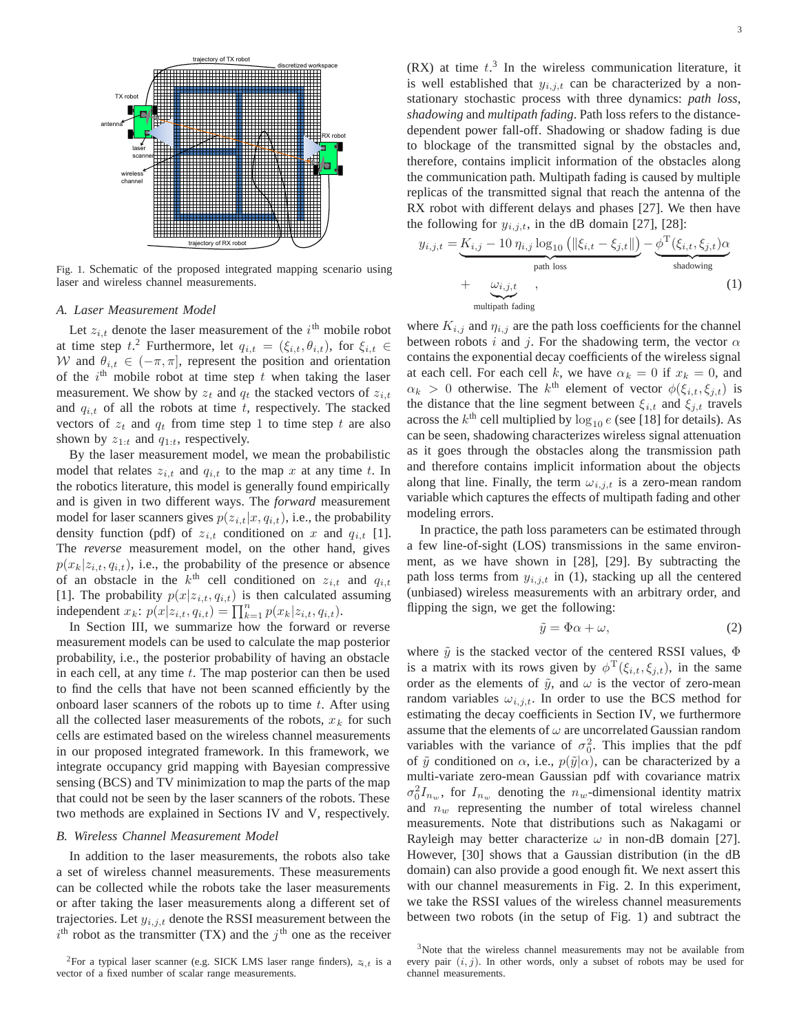Fig. 1. Schematic of the proposed integrated mapping scenario using laser and wireless channel measurements.

### A. Laser Measurement Model

Let $z_{i,t}$ denote the laser measurement of the $i^{\text{th}}$ mobile robot at time step $t$.[2] Furthermore, let $q_{i,t} = (\xi_{i,t}, \theta_{i,t})$, for $\xi_{i,t} \in \mathcal{W}$ and $\theta_{i,t} \in (-\pi, \pi]$, represent the position and orientation of the $i^{\text{th}}$ mobile robot at time step $t$ when taking the laser measurement. We show by $z_t$ and $q_t$ the stacked vectors of $z_{i,t}$ and $q_{i,t}$ of all the robots at time $t$, respectively. The stacked vectors of $z_t$ and $q_t$ from time step 1 to time step $t$ are also shown by $z_{1:t}$ and $q_{1:t}$, respectively.

By the laser measurement model, we mean the probabilistic model that relates $z_{i,t}$ and $q_{i,t}$ to the map $x$ at any time $t$. In the robotics literature, this model is generally found empirically and is given in two different ways. The *forward* measurement model for laser scanners gives $p(z_{i,t}|x, q_{i,t})$, i.e., the probability density function (pdf) of $z_{i,t}$ conditioned on $x$ and $q_{i,t}$ [1]. The *reverse* measurement model, on the other hand, gives $p(x_k|z_{i,t}, q_{i,t})$, i.e., the probability of the presence or absence of an obstacle in the $k^{\text{th}}$ cell conditioned on $z_{i,t}$ and $q_{i,t}$ [1]. The probability $p(x|z_{i,t}, q_{i,t})$ is then calculated assuming independent $x_k$: $p(x|z_{i,t}, q_{i,t}) = \prod_{k=1}^{n} p(x_k|z_{i,t}, q_{i,t})$.

In Section III, we summarize how the forward or reverse measurement models can be used to calculate the map posterior probability, i.e., the posterior probability of having an obstacle in each cell, at any time $t$. The map posterior can then be used to find the cells that have not been scanned efficiently by the onboard laser scanners of the robots up to time $t$. After using all the collected laser measurements of the robots, $x_k$ for such cells are estimated based on the wireless channel measurements in our proposed integrated framework. In this framework, we integrate occupancy grid mapping with Bayesian compressive sensing (BCS) and TV minimization to map the parts of the map that could not be seen by the laser scanners of the robots. These two methods are explained in Sections IV and V, respectively.

### B. Wireless Channel Measurement Model

In addition to the laser measurements, the robots also take a set of wireless channel measurements. These measurements can be collected while the robots take the laser measurements or after taking the laser measurements along a different set of trajectories. Let $y_{i,j,t}$ denote the RSSI measurement between the $i^{\text{th}}$ robot as the transmitter (TX) and the $j^{\text{th}}$ one as the receiver (RX) at time $t$.[3] In the wireless communication literature, it is well established that $y_{i,j,t}$ can be characterized by a non-stationary stochastic process with three dynamics: *path loss*, *shadowing* and *multipath fading*. Path loss refers to the distance-dependent power fall-off. Shadowing or shadow fading is due to blockage of the transmitted signal by the obstacles and, therefore, contains implicit information of the obstacles along the communication path. Multipath fading is caused by multiple replicas of the transmitted signal that reach the antenna of the RX robot with different delays and phases [27]. We then have the following for $y_{i,j,t}$, in the dB domain [27], [28]:

$$y_{i,j,t} = \underbrace{K_{i,j} - 10\,\eta_{i,j} \log_{10}\left(\|\xi_{i,t} - \xi_{j,t}\|\right)}_{\text{path loss}} - \underbrace{\phi^{\mathrm{T}}(\xi_{i,t}, \xi_{j,t})\alpha}_{\text{shadowing}} + \underbrace{\omega_{i,j,t}}_{\text{multipath fading}}, \tag{1}$$

where $K_{i,j}$ and $\eta_{i,j}$ are the path loss coefficients for the channel between robots $i$ and $j$. For the shadowing term, the vector $\alpha$ contains the exponential decay coefficients of the wireless signal at each cell. For each cell $k$, we have $\alpha_k = 0$ if $x_k = 0$, and $\alpha_k > 0$ otherwise. The $k^{\text{th}}$ element of vector $\phi(\xi_{i,t}, \xi_{j,t})$ is the distance that the line segment between $\xi_{i,t}$ and $\xi_{j,t}$ travels across the $k^{\text{th}}$ cell multiplied by $\log_{10} e$ (see [18] for details). As can be seen, shadowing characterizes wireless signal attenuation as it goes through the obstacles along the transmission path and therefore contains implicit information about the objects along that line. Finally, the term $\omega_{i,j,t}$ is a zero-mean random variable which captures the effects of multipath fading and other modeling errors.

In practice, the path loss parameters can be estimated through a few line-of-sight (LOS) transmissions in the same environment, as we have shown in [28], [29]. By subtracting the path loss terms from $y_{i,j,t}$ in (1), stacking up all the centered (unbiased) wireless measurements with an arbitrary order, and flipping the sign, we get the following:

$$\tilde{y} = \Phi\alpha + \omega, \tag{2}$$

where $\tilde{y}$ is the stacked vector of the centered RSSI values, $\Phi$ is a matrix with its rows given by $\phi^{\mathrm{T}}(\xi_{i,t}, \xi_{j,t})$, in the same order as the elements of $\tilde{y}$, and $\omega$ is the vector of zero-mean random variables $\omega_{i,j,t}$. In order to use the BCS method for estimating the decay coefficients in Section IV, we furthermore assume that the elements of $\omega$ are uncorrelated Gaussian random variables with the variance of $\sigma_0^2$. This implies that the pdf of $\tilde{y}$ conditioned on $\alpha$, i.e., $p(\tilde{y}|\alpha)$, can be characterized by a multi-variate zero-mean Gaussian pdf with covariance matrix $\sigma_0^2 I_{n_w}$, for $I_{n_w}$ denoting the $n_w$-dimensional identity matrix and $n_w$ representing the number of total wireless channel measurements. Note that distributions such as Nakagami or Rayleigh may better characterize $\omega$ in non-dB domain [27]. However, [30] shows that a Gaussian distribution (in the dB domain) can also provide a good enough fit. We next assert this with our channel measurements in Fig. 2. In this experiment, we take the RSSI values of the wireless channel measurements between two robots (in the setup of Fig. 1) and subtract the

[2] For a typical laser scanner (e.g. SICK LMS laser range finders), $z_{i,t}$ is a vector of a fixed number of scalar range measurements.

[3] Note that the wireless channel measurements may not be available from every pair $(i, j)$. In other words, only a subset of robots may be used for channel measurements.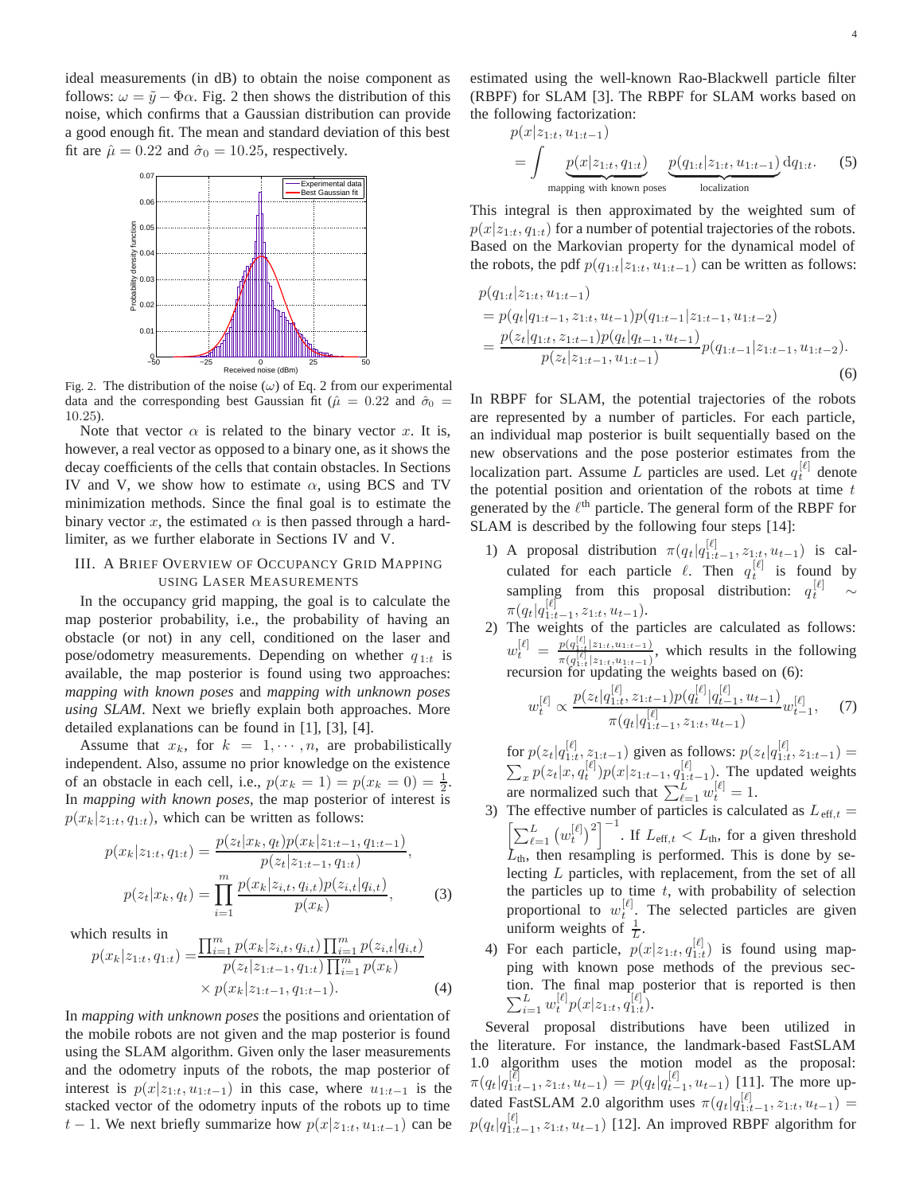ideal measurements (in dB) to obtain the noise component as follows: $\omega = \tilde{y} - \Phi\alpha$. Fig. 2 then shows the distribution of this noise, which confirms that a Gaussian distribution can provide a good enough fit. The mean and standard deviation of this best fit are $\hat{\mu} = 0.22$ and $\hat{\sigma}_0 = 10.25$, respectively.

Fig. 2. The distribution of the noise ($\omega$) of Eq. 2 from our experimental data and the corresponding best Gaussian fit ($\hat{\mu} = 0.22$ and $\hat{\sigma}_0 = 10.25$).

Note that vector $\alpha$ is related to the binary vector $x$. It is, however, a real vector as opposed to a binary one, as it shows the decay coefficients of the cells that contain obstacles. In Sections IV and V, we show how to estimate $\alpha$, using BCS and TV minimization methods. Since the final goal is to estimate the binary vector $x$, the estimated $\alpha$ is then passed through a hard-limiter, as we further elaborate in Sections IV and V.

## III. A Brief Overview of Occupancy Grid Mapping using Laser Measurements

In the occupancy grid mapping, the goal is to calculate the map posterior probability, i.e., the probability of having an obstacle (or not) in any cell, conditioned on the laser and pose/odometry measurements. Depending on whether $q_{1:t}$ is available, the map posterior is found using two approaches: *mapping with known poses* and *mapping with unknown poses using SLAM*. Next we briefly explain both approaches. More detailed explanations can be found in [1], [3], [4].

Assume that $x_k$, for $k = 1, \cdots, n$, are probabilistically independent. Also, assume no prior knowledge on the existence of an obstacle in each cell, i.e., $p(x_k = 1) = p(x_k = 0) = \frac{1}{2}$. In *mapping with known poses*, the map posterior of interest is $p(x_k|z_{1:t}, q_{1:t})$, which can be written as follows:

$$p(x_k|z_{1:t}, q_{1:t}) = \frac{p(z_t|x_k, q_t)p(x_k|z_{1:t-1}, q_{1:t-1})}{p(z_t|z_{1:t-1}, q_{1:t})},$$
$$p(z_t|x_k, q_t) = \prod_{i=1}^{m} \frac{p(x_k|z_{i,t}, q_{i,t})p(z_{i,t}|q_{i,t})}{p(x_k)}, \tag{3}$$

which results in

$$p(x_k|z_{1:t}, q_{1:t}) = \frac{\prod_{i=1}^{m} p(x_k|z_{i,t}, q_{i,t}) \prod_{i=1}^{m} p(z_{i,t}|q_{i,t})}{p(z_t|z_{1:t-1}, q_{1:t}) \prod_{i=1}^{m} p(x_k)} \times p(x_k|z_{1:t-1}, q_{1:t-1}). \tag{4}$$

In *mapping with unknown poses* the positions and orientation of the mobile robots are not given and the map posterior is found using the SLAM algorithm. Given only the laser measurements and the odometry inputs of the robots, the map posterior of interest is $p(x|z_{1:t}, u_{1:t-1})$ in this case, where $u_{1:t-1}$ is the stacked vector of the odometry inputs of the robots up to time $t-1$. We next briefly summarize how $p(x|z_{1:t}, u_{1:t-1})$ can be estimated using the well-known Rao-Blackwell particle filter (RBPF) for SLAM [3]. The RBPF for SLAM works based on the following factorization:

$$p(x|z_{1:t}, u_{1:t-1}) = \int \underbrace{p(x|z_{1:t}, q_{1:t})}_{\text{mapping with known poses}} \; \underbrace{p(q_{1:t}|z_{1:t}, u_{1:t-1})}_{\text{localization}} \, \mathrm{d}q_{1:t}. \tag{5}$$

This integral is then approximated by the weighted sum of $p(x|z_{1:t}, q_{1:t})$ for a number of potential trajectories of the robots. Based on the Markovian property for the dynamical model of the robots, the pdf $p(q_{1:t}|z_{1:t}, u_{1:t-1})$ can be written as follows:

$$\begin{aligned}
&p(q_{1:t}|z_{1:t}, u_{1:t-1}) \\
&= p(q_t|q_{1:t-1}, z_{1:t}, u_{t-1})p(q_{1:t-1}|z_{1:t-1}, u_{1:t-2}) \\
&= \frac{p(z_t|q_{1:t}, z_{1:t-1})p(q_t|q_{t-1}, u_{t-1})}{p(z_t|z_{1:t-1}, u_{1:t-1})} p(q_{1:t-1}|z_{1:t-1}, u_{1:t-2}).
\end{aligned} \tag{6}$$

In RBPF for SLAM, the potential trajectories of the robots are represented by a number of particles. For each particle, an individual map posterior is built sequentially based on the new observations and the pose posterior estimates from the localization part. Assume $L$ particles are used. Let $q_t^{[\ell]}$ denote the potential position and orientation of the robots at time $t$ generated by the $\ell^{\text{th}}$ particle. The general form of the RBPF for SLAM is described by the following four steps [14]:

1) A proposal distribution $\pi(q_t|q_{1:t-1}^{[\ell]}, z_{1:t}, u_{t-1})$ is calculated for each particle $\ell$. Then $q_t^{[\ell]}$ is found by sampling from this proposal distribution: $q_t^{[\ell]} \sim \pi(q_t|q_{1:t-1}^{[\ell]}, z_{1:t}, u_{t-1})$.
2) The weights of the particles are calculated as follows: $w_t^{[\ell]} = \frac{p(q_{1:t}^{[\ell]}|z_{1:t}, u_{1:t-1})}{\pi(q_{1:t}^{[\ell]}|z_{1:t}, u_{1:t-1})}$, which results in the following recursion for updating the weights based on (6):
$$w_t^{[\ell]} \propto \frac{p(z_t|q_{1:t}^{[\ell]}, z_{1:t-1})p(q_t^{[\ell]}|q_{t-1}^{[\ell]}, u_{t-1})}{\pi(q_t|q_{1:t-1}^{[\ell]}, z_{1:t}, u_{t-1})} w_{t-1}^{[\ell]}, \tag{7}$$
for $p(z_t|q_{1:t}^{[\ell]}, z_{1:t-1})$ given as follows: $p(z_t|q_{1:t}^{[\ell]}, z_{1:t-1}) = \sum_x p(z_t|x, q_t^{[\ell]})p(x|z_{1:t-1}, q_{1:t-1}^{[\ell]})$. The updated weights are normalized such that $\sum_{\ell=1}^{L} w_t^{[\ell]} = 1$.
3) The effective number of particles is calculated as $L_{\text{eff},t} = \left[\sum_{\ell=1}^{L} \left(w_t^{[\ell]}\right)^2\right]^{-1}$. If $L_{\text{eff},t} < L_{\text{th}}$, for a given threshold $L_{\text{th}}$, then resampling is performed. This is done by selecting $L$ particles, with replacement, from the set of all the particles up to time $t$, with probability of selection proportional to $w_t^{[\ell]}$. The selected particles are given uniform weights of $\frac{1}{L}$.
4) For each particle, $p(x|z_{1:t}, q_{1:t}^{[\ell]})$ is found using mapping with known pose methods of the previous section. The final map posterior that is reported is then $\sum_{i=1}^{L} w_t^{[\ell]} p(x|z_{1:t}, q_{1:t}^{[\ell]})$.

Several proposal distributions have been utilized in the literature. For instance, the landmark-based FastSLAM 1.0 algorithm uses the motion model as the proposal: $\pi(q_t|q_{1:t-1}^{[\ell]}, z_{1:t}, u_{t-1}) = p(q_t|q_{t-1}^{[\ell]}, u_{t-1})$ [11]. The more updated FastSLAM 2.0 algorithm uses $\pi(q_t|q_{1:t-1}^{[\ell]}, z_{1:t}, u_{t-1}) = p(q_t|q_{1:t-1}^{[\ell]}, z_{1:t}, u_{t-1})$ [12]. An improved RBPF algorithm for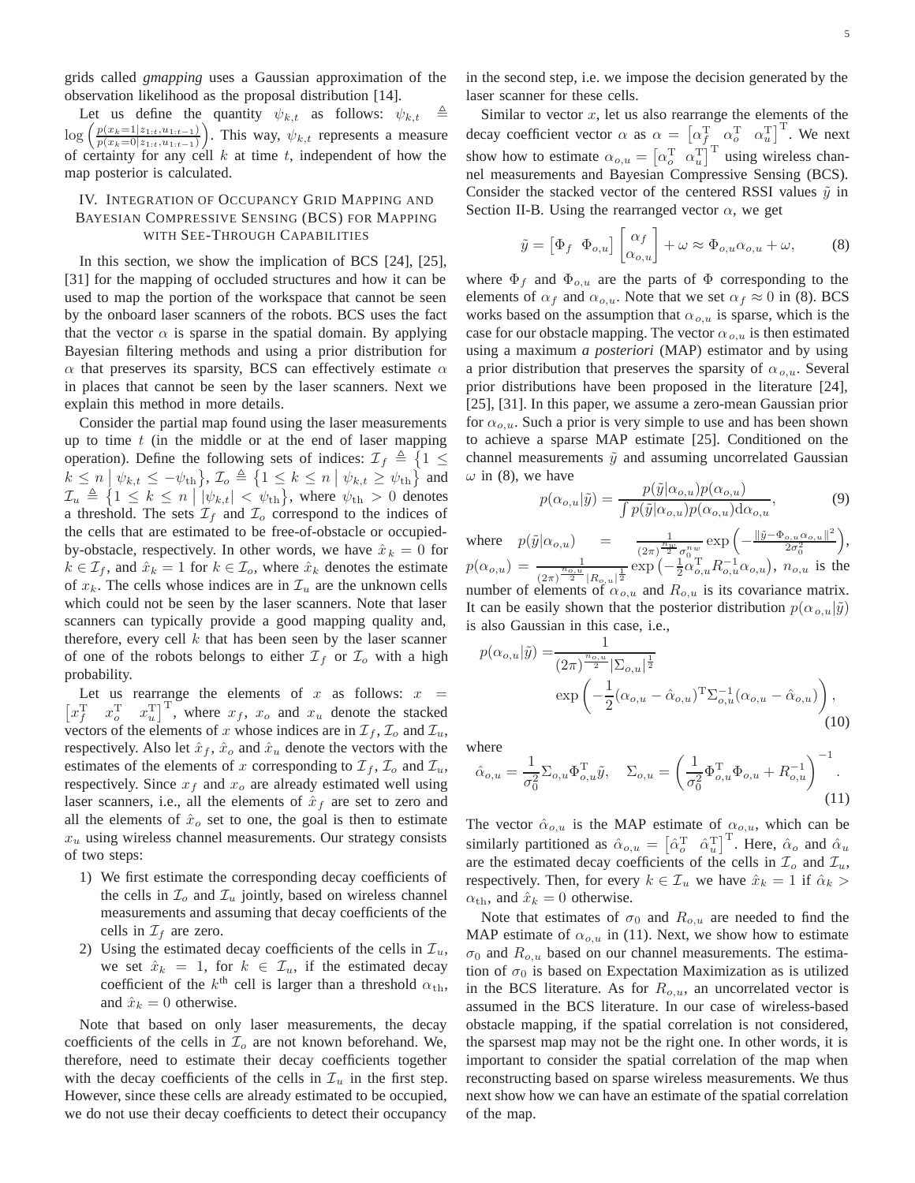grids called *gmapping* uses a Gaussian approximation of the observation likelihood as the proposal distribution [14].

Let us define the quantity $\psi_{k,t}$ as follows: $\psi_{k,t} \triangleq \log\left(\frac{p(x_k=1|z_{1:t},u_{1:t-1})}{p(x_k=0|z_{1:t},u_{1:t-1})}\right)$. This way, $\psi_{k,t}$ represents a measure of certainty for any cell $k$ at time $t$, independent of how the map posterior is calculated.

## IV. Integration of Occupancy Grid Mapping and Bayesian Compressive Sensing (BCS) for Mapping with See-Through Capabilities

In this section, we show the implication of BCS [24], [25], [31] for the mapping of occluded structures and how it can be used to map the portion of the workspace that cannot be seen by the onboard laser scanners of the robots. BCS uses the fact that the vector $\alpha$ is sparse in the spatial domain. By applying Bayesian filtering methods and using a prior distribution for $\alpha$ that preserves its sparsity, BCS can effectively estimate $\alpha$ in places that cannot be seen by the laser scanners. Next we explain this method in more details.

Consider the partial map found using the laser measurements up to time $t$ (in the middle or at the end of laser mapping operation). Define the following sets of indices: $\mathcal{I}_f \triangleq \{1 \leq k \leq n \mid \psi_{k,t} \leq -\psi_{\text{th}}\}$, $\mathcal{I}_o \triangleq \{1 \leq k \leq n \mid \psi_{k,t} \geq \psi_{\text{th}}\}$ and $\mathcal{I}_u \triangleq \{1 \leq k \leq n \mid |\psi_{k,t}| < \psi_{\text{th}}\}$, where $\psi_{\text{th}} > 0$ denotes a threshold. The sets $\mathcal{I}_f$ and $\mathcal{I}_o$ correspond to the indices of the cells that are estimated to be free-of-obstacle or occupied-by-obstacle, respectively. In other words, we have $\hat{x}_k = 0$ for $k \in \mathcal{I}_f$, and $\hat{x}_k = 1$ for $k \in \mathcal{I}_o$, where $\hat{x}_k$ denotes the estimate of $x_k$. The cells whose indices are in $\mathcal{I}_u$ are the unknown cells which could not be seen by the laser scanners. Note that laser scanners can typically provide a good mapping quality and, therefore, every cell $k$ that has been seen by the laser scanner of one of the robots belongs to either $\mathcal{I}_f$ or $\mathcal{I}_o$ with a high probability.

Let us rearrange the elements of $x$ as follows: $x = \begin{bmatrix} x_f^{\text{T}} & x_o^{\text{T}} & x_u^{\text{T}} \end{bmatrix}^{\text{T}}$, where $x_f$, $x_o$ and $x_u$ denote the stacked vectors of the elements of $x$ whose indices are in $\mathcal{I}_f$, $\mathcal{I}_o$ and $\mathcal{I}_u$, respectively. Also let $\hat{x}_f$, $\hat{x}_o$ and $\hat{x}_u$ denote the vectors with the estimates of the elements of $x$ corresponding to $\mathcal{I}_f$, $\mathcal{I}_o$ and $\mathcal{I}_u$, respectively. Since $x_f$ and $x_o$ are already estimated well using laser scanners, i.e., all the elements of $\hat{x}_f$ are set to zero and all the elements of $\hat{x}_o$ set to one, the goal is then to estimate $x_u$ using wireless channel measurements. Our strategy consists of two steps:

1) We first estimate the corresponding decay coefficients of the cells in $\mathcal{I}_o$ and $\mathcal{I}_u$ jointly, based on wireless channel measurements and assuming that decay coefficients of the cells in $\mathcal{I}_f$ are zero.
2) Using the estimated decay coefficients of the cells in $\mathcal{I}_u$, we set $\hat{x}_k = 1$, for $k \in \mathcal{I}_u$, if the estimated decay coefficient of the $k^{\text{th}}$ cell is larger than a threshold $\alpha_{\text{th}}$, and $\hat{x}_k = 0$ otherwise.

Note that based on only laser measurements, the decay coefficients of the cells in $\mathcal{I}_o$ are not known beforehand. We, therefore, need to estimate their decay coefficients together with the decay coefficients of the cells in $\mathcal{I}_u$ in the first step. However, since these cells are already estimated to be occupied, we do not use their decay coefficients to detect their occupancy in the second step, i.e. we impose the decision generated by the laser scanner for these cells.

Similar to vector $x$, let us also rearrange the elements of the decay coefficient vector $\alpha$ as $\alpha = \begin{bmatrix} \alpha_f^{\text{T}} & \alpha_o^{\text{T}} & \alpha_u^{\text{T}} \end{bmatrix}^{\text{T}}$. We next show how to estimate $\alpha_{o,u} = \begin{bmatrix} \alpha_o^{\text{T}} & \alpha_u^{\text{T}} \end{bmatrix}^{\text{T}}$ using wireless channel measurements and Bayesian Compressive Sensing (BCS). Consider the stacked vector of the centered RSSI values $\tilde{y}$ in Section II-B. Using the rearranged vector $\alpha$, we get

$$\tilde{y} = \begin{bmatrix} \Phi_f & \Phi_{o,u} \end{bmatrix} \begin{bmatrix} \alpha_f \\ \alpha_{o,u} \end{bmatrix} + \omega \approx \Phi_{o,u}\alpha_{o,u} + \omega, \tag{8}$$

where $\Phi_f$ and $\Phi_{o,u}$ are the parts of $\Phi$ corresponding to the elements of $\alpha_f$ and $\alpha_{o,u}$. Note that we set $\alpha_f \approx 0$ in (8). BCS works based on the assumption that $\alpha_{o,u}$ is sparse, which is the case for our obstacle mapping. The vector $\alpha_{o,u}$ is then estimated using a maximum *a posteriori* (MAP) estimator and by using a prior distribution that preserves the sparsity of $\alpha_{o,u}$. Several prior distributions have been proposed in the literature [24], [25], [31]. In this paper, we assume a zero-mean Gaussian prior for $\alpha_{o,u}$. Such a prior is very simple to use and has been shown to achieve a sparse MAP estimate [25]. Conditioned on the channel measurements $\tilde{y}$ and assuming uncorrelated Gaussian $\omega$ in (8), we have

$$p(\alpha_{o,u}|\tilde{y}) = \frac{p(\tilde{y}|\alpha_{o,u})p(\alpha_{o,u})}{\int p(\tilde{y}|\alpha_{o,u})p(\alpha_{o,u})\mathrm{d}\alpha_{o,u}}, \tag{9}$$

where $p(\tilde{y}|\alpha_{o,u}) = \frac{1}{(2\pi)^{\frac{n_w}{2}}\sigma_0^{n_w}} \exp\left(-\frac{\|\tilde{y}-\Phi_{o,u}\alpha_{o,u}\|^2}{2\sigma_0^2}\right)$, $p(\alpha_{o,u}) = \frac{1}{(2\pi)^{\frac{n_{o,u}}{2}}|R_{o,u}|^{\frac{1}{2}}} \exp\left(-\frac{1}{2}\alpha_{o,u}^{\text{T}}R_{o,u}^{-1}\alpha_{o,u}\right)$, $n_{o,u}$ is the number of elements of $\alpha_{o,u}$ and $R_{o,u}$ is its covariance matrix. It can be easily shown that the posterior distribution $p(\alpha_{o,u}|\tilde{y})$ is also Gaussian in this case, i.e.,

$$\begin{aligned} p(\alpha_{o,u}|\tilde{y}) =& \frac{1}{(2\pi)^{\frac{n_{o,u}}{2}}|\Sigma_{o,u}|^{\frac{1}{2}}} \\ & \exp\left(-\frac{1}{2}(\alpha_{o,u}-\hat{\alpha}_{o,u})^{\text{T}}\Sigma_{o,u}^{-1}(\alpha_{o,u}-\hat{\alpha}_{o,u})\right), \end{aligned} \tag{10}$$

where

$$\hat{\alpha}_{o,u} = \frac{1}{\sigma_0^2}\Sigma_{o,u}\Phi_{o,u}^{\text{T}}\tilde{y}, \quad \Sigma_{o,u} = \left(\frac{1}{\sigma_0^2}\Phi_{o,u}^{\text{T}}\Phi_{o,u} + R_{o,u}^{-1}\right)^{-1}. \tag{11}$$

The vector $\hat{\alpha}_{o,u}$ is the MAP estimate of $\alpha_{o,u}$, which can be similarly partitioned as $\hat{\alpha}_{o,u} = \begin{bmatrix} \hat{\alpha}_o^{\text{T}} & \hat{\alpha}_u^{\text{T}} \end{bmatrix}^{\text{T}}$. Here, $\hat{\alpha}_o$ and $\hat{\alpha}_u$ are the estimated decay coefficients of the cells in $\mathcal{I}_o$ and $\mathcal{I}_u$, respectively. Then, for every $k \in \mathcal{I}_u$ we have $\hat{x}_k = 1$ if $\hat{\alpha}_k > \alpha_{\text{th}}$, and $\hat{x}_k = 0$ otherwise.

Note that estimates of $\sigma_0$ and $R_{o,u}$ are needed to find the MAP estimate of $\alpha_{o,u}$ in (11). Next, we show how to estimate $\sigma_0$ and $R_{o,u}$ based on our channel measurements. The estimation of $\sigma_0$ is based on Expectation Maximization as is utilized in the BCS literature. As for $R_{o,u}$, an uncorrelated vector is assumed in the BCS literature. In our case of wireless-based obstacle mapping, if the spatial correlation is not considered, the sparsest map may not be the right one. In other words, it is important to consider the spatial correlation of the map when reconstructing based on sparse wireless measurements. We thus next show how we can have an estimate of the spatial correlation of the map.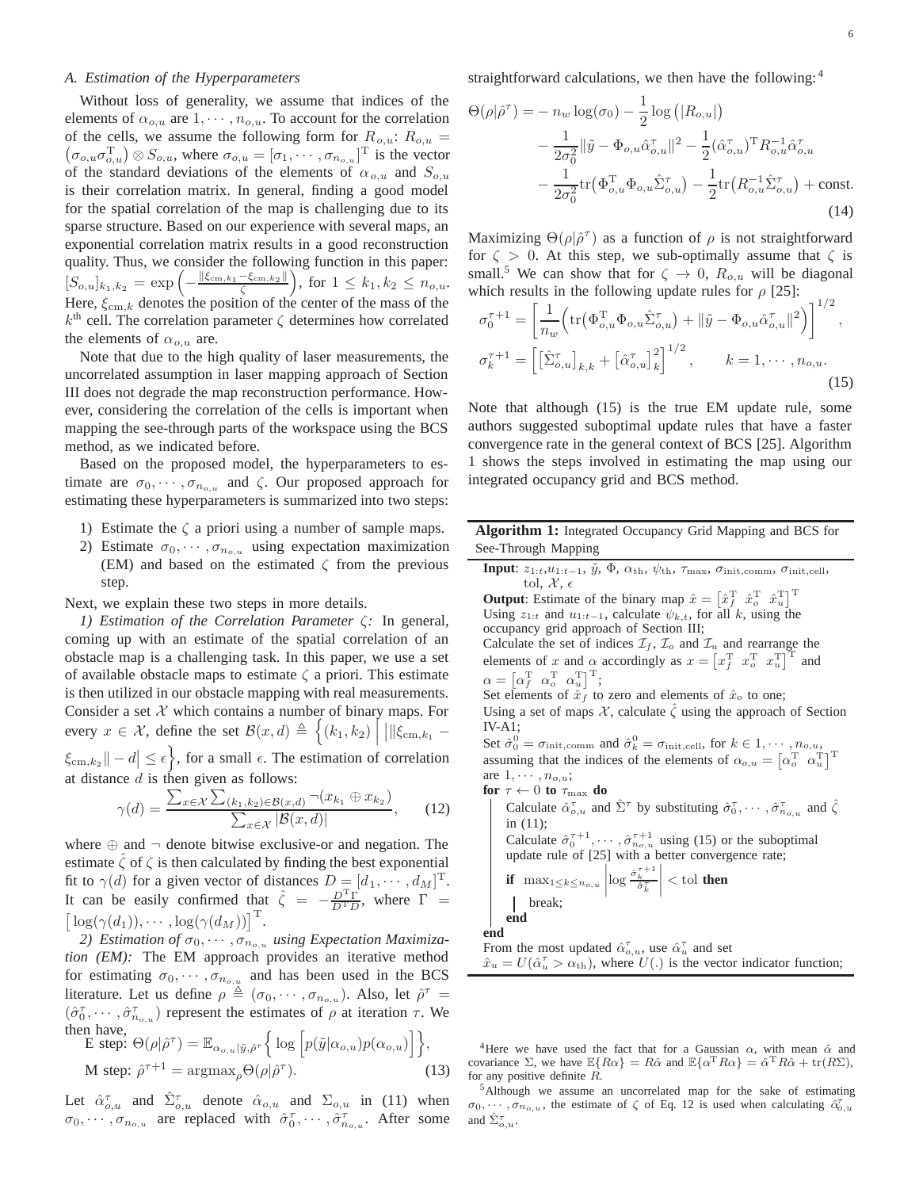### A. Estimation of the Hyperparameters

Without loss of generality, we assume that indices of the elements of $\alpha_{o,u}$ are $1, \cdots, n_{o,u}$. To account for the correlation of the cells, we assume the following form for $R_{o,u}$: $R_{o,u} = \left(\sigma_{o,u}\sigma_{o,u}^{\mathrm{T}}\right) \otimes S_{o,u}$, where $\sigma_{o,u} = [\sigma_1, \cdots, \sigma_{n_{o,u}}]^{\mathrm{T}}$ is the vector of the standard deviations of the elements of $\alpha_{o,u}$ and $S_{o,u}$ is their correlation matrix. In general, finding a good model for the spatial correlation of the map is challenging due to its sparse structure. Based on our experience with several maps, an exponential correlation matrix results in a good reconstruction quality. Thus, we consider the following function in this paper: $[S_{o,u}]_{k_1,k_2} = \exp\left(-\frac{\|\xi_{\mathrm{cm},k_1} - \xi_{\mathrm{cm},k_2}\|}{\zeta}\right)$, for $1 \leq k_1, k_2 \leq n_{o,u}$. Here, $\xi_{\mathrm{cm},k}$ denotes the position of the center of the mass of the $k^{\mathrm{th}}$ cell. The correlation parameter $\zeta$ determines how correlated the elements of $\alpha_{o,u}$ are.

Note that due to the high quality of laser measurements, the uncorrelated assumption in laser mapping approach of Section III does not degrade the map reconstruction performance. However, considering the correlation of the cells is important when mapping the see-through parts of the workspace using the BCS method, as we indicated before.

Based on the proposed model, the hyperparameters to estimate are $\sigma_0, \cdots, \sigma_{n_{o,u}}$ and $\zeta$. Our proposed approach for estimating these hyperparameters is summarized into two steps:

1) Estimate the $\zeta$ a priori using a number of sample maps.
2) Estimate $\sigma_0, \cdots, \sigma_{n_{o,u}}$ using expectation maximization (EM) and based on the estimated $\zeta$ from the previous step.

Next, we explain these two steps in more details.

*1) Estimation of the Correlation Parameter $\zeta$:* In general, coming up with an estimate of the spatial correlation of an obstacle map is a challenging task. In this paper, we use a set of available obstacle maps to estimate $\zeta$ a priori. This estimate is then utilized in our obstacle mapping with real measurements. Consider a set $\mathcal{X}$ which contains a number of binary maps. For every $x \in \mathcal{X}$, define the set $\mathcal{B}(x,d) \triangleq \left\{(k_1,k_2) \,\middle|\, \big|\|\xi_{\mathrm{cm},k_1} - \xi_{\mathrm{cm},k_2}\| - d\big| \leq \epsilon\right\}$, for a small $\epsilon$. The estimation of correlation at distance $d$ is then given as follows:

$$\gamma(d) = \frac{\sum_{x\in\mathcal{X}} \sum_{(k_1,k_2)\in\mathcal{B}(x,d)} \neg(x_{k_1} \oplus x_{k_2})}{\sum_{x\in\mathcal{X}} |\mathcal{B}(x,d)|}, \tag{12}$$

where $\oplus$ and $\neg$ denote bitwise exclusive-or and negation. The estimate $\hat{\zeta}$ of $\zeta$ is then calculated by finding the best exponential fit to $\gamma(d)$ for a given vector of distances $D = [d_1, \cdots, d_M]^{\mathrm{T}}$. It can be easily confirmed that $\hat{\zeta} = -\frac{D^{\mathrm{T}}\Gamma}{D^{\mathrm{T}}D}$, where $\Gamma = \left[\log(\gamma(d_1)), \cdots, \log(\gamma(d_M))\right]^{\mathrm{T}}$.

*2) Estimation of $\sigma_0, \cdots, \sigma_{n_{o,u}}$ using Expectation Maximization (EM):* The EM approach provides an iterative method for estimating $\sigma_0, \cdots, \sigma_{n_{o,u}}$ and has been used in the BCS literature. Let us define $\rho \triangleq (\sigma_0, \cdots, \sigma_{n_{o,u}})$. Also, let $\hat{\rho}^\tau = (\hat{\sigma}_0^\tau, \cdots, \hat{\sigma}_{n_{o,u}}^\tau)$ represent the estimates of $\rho$ at iteration $\tau$. We then have,

$$\text{E step: } \Theta(\rho|\hat{\rho}^\tau) = \mathbb{E}_{\alpha_{o,u}|\tilde{y},\hat{\rho}^\tau}\Big\{\log\Big[p(\tilde{y}|\alpha_{o,u})p(\alpha_{o,u})\Big]\Big\},$$
$$\text{M step: } \hat{\rho}^{\tau+1} = \mathrm{argmax}_\rho \Theta(\rho|\hat{\rho}^\tau). \tag{13}$$

Let $\hat{\alpha}_{o,u}^\tau$ and $\hat{\Sigma}_{o,u}^\tau$ denote $\hat{\alpha}_{o,u}$ and $\Sigma_{o,u}$ in (11) when $\sigma_0, \cdots, \sigma_{n_{o,u}}$ are replaced with $\hat{\sigma}_0^\tau, \cdots, \hat{\sigma}_{n_{o,u}}^\tau$. After some straightforward calculations, we then have the following:[4]

$$\begin{aligned}\Theta(\rho|\hat{\rho}^\tau) = &- n_w \log(\sigma_0) - \frac{1}{2}\log\left(|R_{o,u}|\right) \\ &- \frac{1}{2\sigma_0^2}\|\tilde{y} - \Phi_{o,u}\hat{\alpha}_{o,u}^\tau\|^2 - \frac{1}{2}(\hat{\alpha}_{o,u}^\tau)^{\mathrm{T}} R_{o,u}^{-1}\hat{\alpha}_{o,u}^\tau \\ &- \frac{1}{2\sigma_0^2}\mathrm{tr}\left(\Phi_{o,u}^{\mathrm{T}}\Phi_{o,u}\hat{\Sigma}_{o,u}^\tau\right) - \frac{1}{2}\mathrm{tr}\left(R_{o,u}^{-1}\hat{\Sigma}_{o,u}^\tau\right) + \text{const.}\end{aligned} \tag{14}$$

Maximizing $\Theta(\rho|\hat{\rho}^\tau)$ as a function of $\rho$ is not straightforward for $\zeta > 0$. At this step, we sub-optimally assume that $\zeta$ is small.[5] We can show that for $\zeta \to 0$, $R_{o,u}$ will be diagonal which results in the following update rules for $\rho$ [25]:

$$\begin{aligned}\sigma_0^{\tau+1} &= \left[\frac{1}{n_w}\left(\mathrm{tr}\left(\Phi_{o,u}^{\mathrm{T}}\Phi_{o,u}\hat{\Sigma}_{o,u}^\tau\right) + \|\tilde{y} - \Phi_{o,u}\hat{\alpha}_{o,u}^\tau\|^2\right)\right]^{1/2}, \\ \sigma_k^{\tau+1} &= \left[\left[\hat{\Sigma}_{o,u}^\tau\right]_{k,k} + \left[\hat{\alpha}_{o,u}^\tau\right]_k^2\right]^{1/2}, \qquad k = 1, \cdots, n_{o,u}.\end{aligned} \tag{15}$$

Note that although (15) is the true EM update rule, some authors suggested suboptimal update rules that have a faster convergence rate in the general context of BCS [25]. Algorithm 1 shows the steps involved in estimating the map using our integrated occupancy grid and BCS method.

---

**Algorithm 1:** Integrated Occupancy Grid Mapping and BCS for See-Through Mapping

**Input**: $z_{1:t}, u_{1:t-1}, \tilde{y}, \Phi, \alpha_{\mathrm{th}}, \psi_{\mathrm{th}}, \tau_{\mathrm{max}}, \sigma_{\mathrm{init,comm}}, \sigma_{\mathrm{init,cell}}$, tol, $\mathcal{X}$, $\epsilon$

**Output**: Estimate of the binary map $\hat{x} = \left[\hat{x}_f^{\mathrm{T}} \;\; \hat{x}_o^{\mathrm{T}} \;\; \hat{x}_u^{\mathrm{T}}\right]^{\mathrm{T}}$

Using $z_{1:t}$ and $u_{1:t-1}$, calculate $\psi_{k,t}$, for all $k$, using the occupancy grid approach of Section III;

Calculate the set of indices $\mathcal{I}_f$, $\mathcal{I}_o$ and $\mathcal{I}_u$ and rearrange the elements of $x$ and $\alpha$ accordingly as $x = \left[x_f^{\mathrm{T}} \;\; x_o^{\mathrm{T}} \;\; x_u^{\mathrm{T}}\right]^{\mathrm{T}}$ and $\alpha = \left[\alpha_f^{\mathrm{T}} \;\; \alpha_o^{\mathrm{T}} \;\; \alpha_u^{\mathrm{T}}\right]^{\mathrm{T}}$;

Set elements of $\hat{x}_f$ to zero and elements of $\hat{x}_o$ to one;

Using a set of maps $\mathcal{X}$, calculate $\hat{\zeta}$ using the approach of Section IV-A1;

Set $\hat{\sigma}_0^0 = \sigma_{\mathrm{init,comm}}$ and $\hat{\sigma}_k^0 = \sigma_{\mathrm{init,cell}}$, for $k \in 1, \cdots, n_{o,u}$, assuming that the indices of the elements of $\alpha_{o,u} = \left[\alpha_o^{\mathrm{T}} \;\; \alpha_u^{\mathrm{T}}\right]^{\mathrm{T}}$ are $1, \cdots, n_{o,u}$;

**for** $\tau \leftarrow 0$ **to** $\tau_{\mathrm{max}}$ **do**

  Calculate $\hat{\alpha}_{o,u}^\tau$ and $\hat{\Sigma}^\tau$ by substituting $\hat{\sigma}_0^\tau, \cdots, \hat{\sigma}_{n_{o,u}}^\tau$ and $\hat{\zeta}$ in (11);

  Calculate $\hat{\sigma}_0^{\tau+1}, \cdots, \hat{\sigma}_{n_{o,u}}^{\tau+1}$ using (15) or the suboptimal update rule of [25] with a better convergence rate;

  **if** $\max_{1\leq k\leq n_{o,u}} \left|\log\frac{\hat{\sigma}_k^{\tau+1}}{\hat{\sigma}_k^\tau}\right| <$ tol **then**

    break;

  **end**

**end**

From the most updated $\hat{\alpha}_{o,u}^\tau$, use $\hat{\alpha}_u^\tau$ and set $\hat{x}_u = U(\hat{\alpha}_u^\tau > \alpha_{\mathrm{th}})$, where $U(.)$ is the vector indicator function;

---

[4] Here we have used the fact that for a Gaussian $\alpha$, with mean $\hat{\alpha}$ and covariance $\Sigma$, we have $\mathbb{E}\{R\alpha\} = R\hat{\alpha}$ and $\mathbb{E}\{\alpha^{\mathrm{T}}R\alpha\} = \hat{\alpha}^{\mathrm{T}}R\hat{\alpha} + \mathrm{tr}(R\Sigma)$, for any positive definite $R$.

[5] Although we assume an uncorrelated map for the sake of estimating $\sigma_0, \cdots, \sigma_{n_{o,u}}$, the estimate of $\zeta$ of Eq. 12 is used when calculating $\hat{\alpha}_{o,u}^\tau$ and $\hat{\Sigma}_{o,u}^\tau$.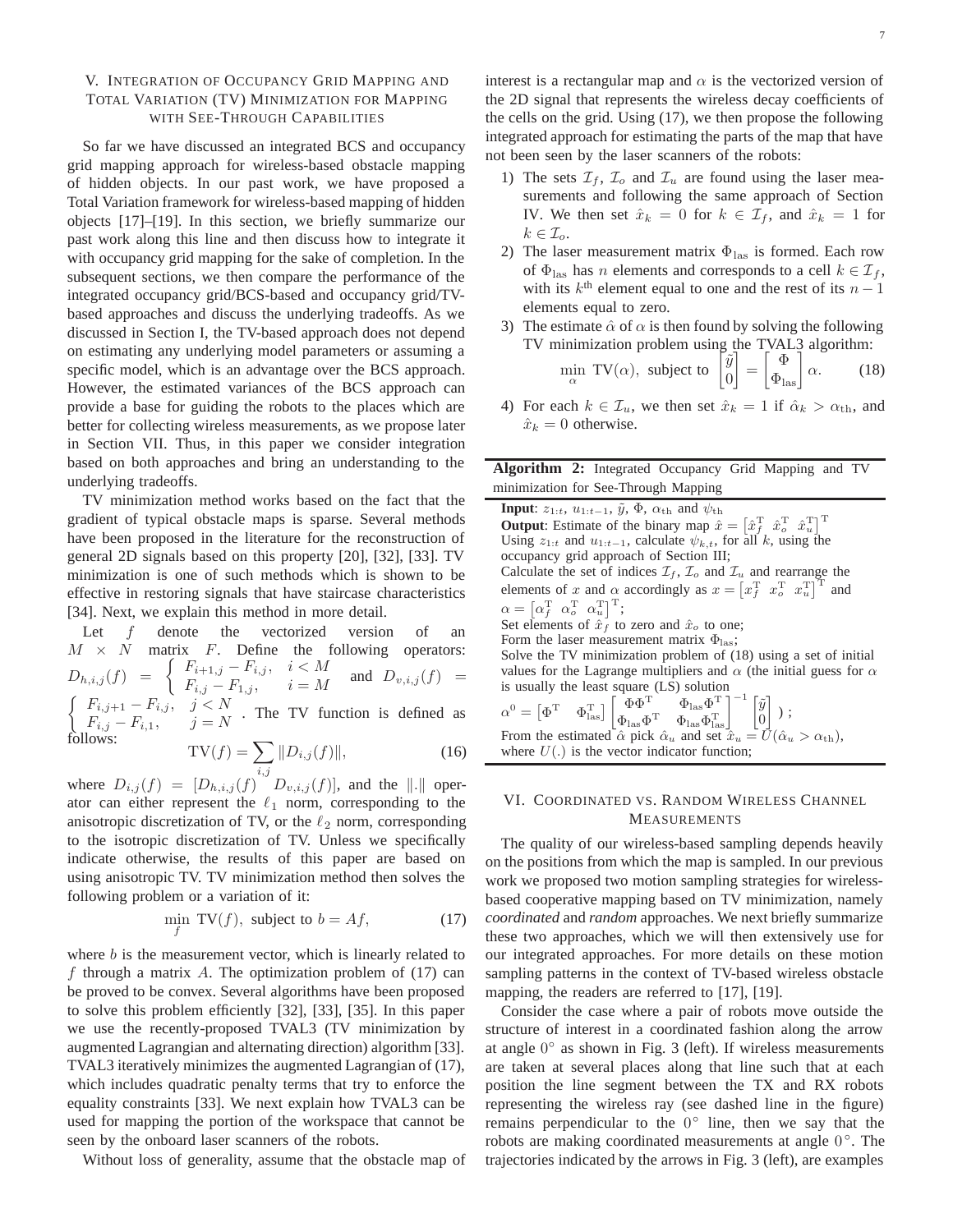## V. Integration of Occupancy Grid Mapping and Total Variation (TV) Minimization for Mapping with See-Through Capabilities

So far we have discussed an integrated BCS and occupancy grid mapping approach for wireless-based obstacle mapping of hidden objects. In our past work, we have proposed a Total Variation framework for wireless-based mapping of hidden objects [17]–[19]. In this section, we briefly summarize our past work along this line and then discuss how to integrate it with occupancy grid mapping for the sake of completion. In the subsequent sections, we then compare the performance of the integrated occupancy grid/BCS-based and occupancy grid/TV-based approaches and discuss the underlying tradeoffs. As we discussed in Section I, the TV-based approach does not depend on estimating any underlying model parameters or assuming a specific model, which is an advantage over the BCS approach. However, the estimated variances of the BCS approach can provide a base for guiding the robots to the places which are better for collecting wireless measurements, as we propose later in Section VII. Thus, in this paper we consider integration based on both approaches and bring an understanding to the underlying tradeoffs.

TV minimization method works based on the fact that the gradient of typical obstacle maps is sparse. Several methods have been proposed in the literature for the reconstruction of general 2D signals based on this property [20], [32], [33]. TV minimization is one of such methods which is shown to be effective in restoring signals that have staircase characteristics [34]. Next, we explain this method in more detail.

Let $f$ denote the vectorized version of an $M \times N$ matrix $F$. Define the following operators: $D_{h,i,j}(f) = \begin{cases} F_{i+1,j} - F_{i,j}, & i < M \\ F_{i,j} - F_{1,j}, & i = M \end{cases}$ and $D_{v,i,j}(f) = \begin{cases} F_{i,j+1} - F_{i,j}, & j < N \\ F_{i,j} - F_{i,1}, & j = N \end{cases}$. The TV function is defined as follows:

$$\mathrm{TV}(f) = \sum_{i,j} \|D_{i,j}(f)\|, \tag{16}$$

where $D_{i,j}(f) = [D_{h,i,j}(f) \; D_{v,i,j}(f)]$, and the $\|.\|$ operator can either represent the $\ell_1$ norm, corresponding to the anisotropic discretization of TV, or the $\ell_2$ norm, corresponding to the isotropic discretization of TV. Unless we specifically indicate otherwise, the results of this paper are based on using anisotropic TV. TV minimization method then solves the following problem or a variation of it:

$$\min_{f} \; \mathrm{TV}(f), \text{ subject to } b = Af, \tag{17}$$

where $b$ is the measurement vector, which is linearly related to $f$ through a matrix $A$. The optimization problem of (17) can be proved to be convex. Several algorithms have been proposed to solve this problem efficiently [32], [33], [35]. In this paper we use the recently-proposed TVAL3 (TV minimization by augmented Lagrangian and alternating direction) algorithm [33]. TVAL3 iteratively minimizes the augmented Lagrangian of (17), which includes quadratic penalty terms that try to enforce the equality constraints [33]. We next explain how TVAL3 can be used for mapping the portion of the workspace that cannot be seen by the onboard laser scanners of the robots.

Without loss of generality, assume that the obstacle map of interest is a rectangular map and $\alpha$ is the vectorized version of the 2D signal that represents the wireless decay coefficients of the cells on the grid. Using (17), we then propose the following integrated approach for estimating the parts of the map that have not been seen by the laser scanners of the robots:

1) The sets $\mathcal{I}_f$, $\mathcal{I}_o$ and $\mathcal{I}_u$ are found using the laser measurements and following the same approach of Section IV. We then set $\hat{x}_k = 0$ for $k \in \mathcal{I}_f$, and $\hat{x}_k = 1$ for $k \in \mathcal{I}_o$.
2) The laser measurement matrix $\Phi_{\text{las}}$ is formed. Each row of $\Phi_{\text{las}}$ has $n$ elements and corresponds to a cell $k \in \mathcal{I}_f$, with its $k^{\text{th}}$ element equal to one and the rest of its $n-1$ elements equal to zero.
3) The estimate $\hat{\alpha}$ of $\alpha$ is then found by solving the following TV minimization problem using the TVAL3 algorithm:
$$\min_{\alpha} \; \mathrm{TV}(\alpha), \text{ subject to } \begin{bmatrix} \tilde{y} \\ 0 \end{bmatrix} = \begin{bmatrix} \Phi \\ \Phi_{\text{las}} \end{bmatrix} \alpha. \tag{18}$$
4) For each $k \in \mathcal{I}_u$, we then set $\hat{x}_k = 1$ if $\hat{\alpha}_k > \alpha_{\text{th}}$, and $\hat{x}_k = 0$ otherwise.

---

**Algorithm 2:** Integrated Occupancy Grid Mapping and TV minimization for See-Through Mapping

---

**Input**: $z_{1:t}$, $u_{1:t-1}$, $\tilde{y}$, $\Phi$, $\alpha_{\text{th}}$ and $\psi_{\text{th}}$
**Output**: Estimate of the binary map $\hat{x} = \begin{bmatrix}\hat{x}_f^{\mathrm{T}} & \hat{x}_o^{\mathrm{T}} & \hat{x}_u^{\mathrm{T}}\end{bmatrix}^{\mathrm{T}}$
Using $z_{1:t}$ and $u_{1:t-1}$, calculate $\psi_{k,t}$, for all $k$, using the occupancy grid approach of Section III;
Calculate the set of indices $\mathcal{I}_f$, $\mathcal{I}_o$ and $\mathcal{I}_u$ and rearrange the elements of $x$ and $\alpha$ accordingly as $x = \begin{bmatrix}x_f^{\mathrm{T}} & x_o^{\mathrm{T}} & x_u^{\mathrm{T}}\end{bmatrix}^{\mathrm{T}}$ and $\alpha = \begin{bmatrix}\alpha_f^{\mathrm{T}} & \alpha_o^{\mathrm{T}} & \alpha_u^{\mathrm{T}}\end{bmatrix}^{\mathrm{T}}$;
Set elements of $\hat{x}_f$ to zero and $\hat{x}_o$ to one;
Form the laser measurement matrix $\Phi_{\text{las}}$;
Solve the TV minimization problem of (18) using a set of initial values for the Lagrange multipliers and $\alpha$ (the initial guess for $\alpha$ is usually the least square (LS) solution
$\alpha^0 = \begin{bmatrix}\Phi^{\mathrm{T}} & \Phi_{\text{las}}^{\mathrm{T}}\end{bmatrix} \begin{bmatrix}\Phi\Phi^{\mathrm{T}} & \Phi_{\text{las}}\Phi^{\mathrm{T}} \\ \Phi_{\text{las}}\Phi^{\mathrm{T}} & \Phi_{\text{las}}\Phi_{\text{las}}^{\mathrm{T}}\end{bmatrix}^{-1} \begin{bmatrix}\tilde{y} \\ 0\end{bmatrix}$ );
From the estimated $\hat{\alpha}$ pick $\hat{\alpha}_u$ and set $\hat{x}_u = U(\hat{\alpha}_u > \alpha_{\text{th}})$, where $U(.)$ is the vector indicator function;

---

## VI. Coordinated vs. Random Wireless Channel Measurements

The quality of our wireless-based sampling depends heavily on the positions from which the map is sampled. In our previous work we proposed two motion sampling strategies for wireless-based cooperative mapping based on TV minimization, namely *coordinated* and *random* approaches. We next briefly summarize these two approaches, which we will then extensively use for our integrated approaches. For more details on these motion sampling patterns in the context of TV-based wireless obstacle mapping, the readers are referred to [17], [19].

Consider the case where a pair of robots move outside the structure of interest in a coordinated fashion along the arrow at angle $0^\circ$ as shown in Fig. 3 (left). If wireless measurements are taken at several places along that line such that at each position the line segment between the TX and RX robots representing the wireless ray (see dashed line in the figure) remains perpendicular to the $0^\circ$ line, then we say that the robots are making coordinated measurements at angle $0^\circ$. The trajectories indicated by the arrows in Fig. 3 (left), are examples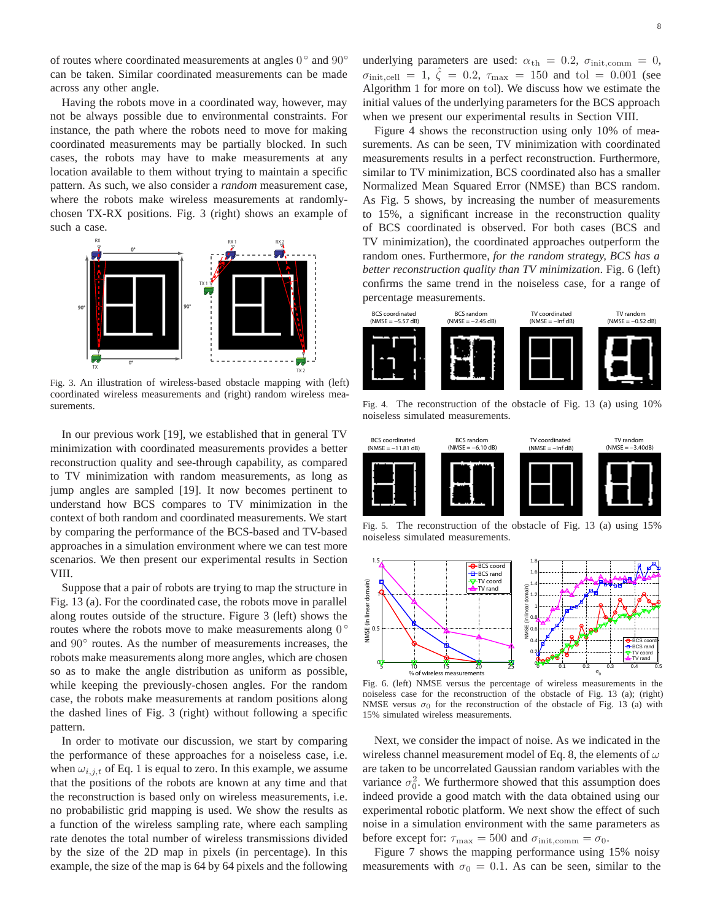of routes where coordinated measurements at angles $0^\circ$ and $90^\circ$ can be taken. Similar coordinated measurements can be made across any other angle.

Having the robots move in a coordinated way, however, may not be always possible due to environmental constraints. For instance, the path where the robots need to move for making coordinated measurements may be partially blocked. In such cases, the robots may have to make measurements at any location available to them without trying to maintain a specific pattern. As such, we also consider a *random* measurement case, where the robots make wireless measurements at randomly-chosen TX-RX positions. Fig. 3 (right) shows an example of such a case.

Fig. 3. An illustration of wireless-based obstacle mapping with (left) coordinated wireless measurements and (right) random wireless measurements.

In our previous work [19], we established that in general TV minimization with coordinated measurements provides a better reconstruction quality and see-through capability, as compared to TV minimization with random measurements, as long as jump angles are sampled [19]. It now becomes pertinent to understand how BCS compares to TV minimization in the context of both random and coordinated measurements. We start by comparing the performance of the BCS-based and TV-based approaches in a simulation environment where we can test more scenarios. We then present our experimental results in Section VIII.

Suppose that a pair of robots are trying to map the structure in Fig. 13 (a). For the coordinated case, the robots move in parallel along routes outside of the structure. Figure 3 (left) shows the routes where the robots move to make measurements along $0^\circ$ and $90^\circ$ routes. As the number of measurements increases, the robots make measurements along more angles, which are chosen so as to make the angle distribution as uniform as possible, while keeping the previously-chosen angles. For the random case, the robots make measurements at random positions along the dashed lines of Fig. 3 (right) without following a specific pattern.

In order to motivate our discussion, we start by comparing the performance of these approaches for a noiseless case, i.e. when $\omega_{i,j,t}$ of Eq. 1 is equal to zero. In this example, we assume that the positions of the robots are known at any time and that the reconstruction is based only on wireless measurements, i.e. no probabilistic grid mapping is used. We show the results as a function of the wireless sampling rate, where each sampling rate denotes the total number of wireless transmissions divided by the size of the 2D map in pixels (in percentage). In this example, the size of the map is 64 by 64 pixels and the following underlying parameters are used: $\alpha_{\text{th}} = 0.2$, $\sigma_{\text{init,comm}} = 0$, $\sigma_{\text{init,cell}} = 1$, $\hat{\zeta} = 0.2$, $\tau_{\max} = 150$ and $\text{tol} = 0.001$ (see Algorithm 1 for more on tol). We discuss how we estimate the initial values of the underlying parameters for the BCS approach when we present our experimental results in Section VIII.

Figure 4 shows the reconstruction using only 10% of measurements. As can be seen, TV minimization with coordinated measurements results in a perfect reconstruction. Furthermore, similar to TV minimization, BCS coordinated also has a smaller Normalized Mean Squared Error (NMSE) than BCS random. As Fig. 5 shows, by increasing the number of measurements to 15%, a significant increase in the reconstruction quality of BCS coordinated is observed. For both cases (BCS and TV minimization), the coordinated approaches outperform the random ones. Furthermore, *for the random strategy, BCS has a better reconstruction quality than TV minimization*. Fig. 6 (left) confirms the same trend in the noiseless case, for a range of percentage measurements.

Fig. 4. The reconstruction of the obstacle of Fig. 13 (a) using 10% noiseless simulated measurements.

Fig. 5. The reconstruction of the obstacle of Fig. 13 (a) using 15% noiseless simulated measurements.

Fig. 6. (left) NMSE versus the percentage of wireless measurements in the noiseless case for the reconstruction of the obstacle of Fig. 13 (a); (right) NMSE versus $\sigma_0$ for the reconstruction of the obstacle of Fig. 13 (a) with 15% simulated wireless measurements.

Next, we consider the impact of noise. As we indicated in the wireless channel measurement model of Eq. 8, the elements of $\omega$ are taken to be uncorrelated Gaussian random variables with the variance $\sigma_0^2$. We furthermore showed that this assumption does indeed provide a good match with the data obtained using our experimental robotic platform. We next show the effect of such noise in a simulation environment with the same parameters as before except for: $\tau_{\max} = 500$ and $\sigma_{\text{init,comm}} = \sigma_0$.

Figure 7 shows the mapping performance using 15% noisy measurements with $\sigma_0 = 0.1$. As can be seen, similar to the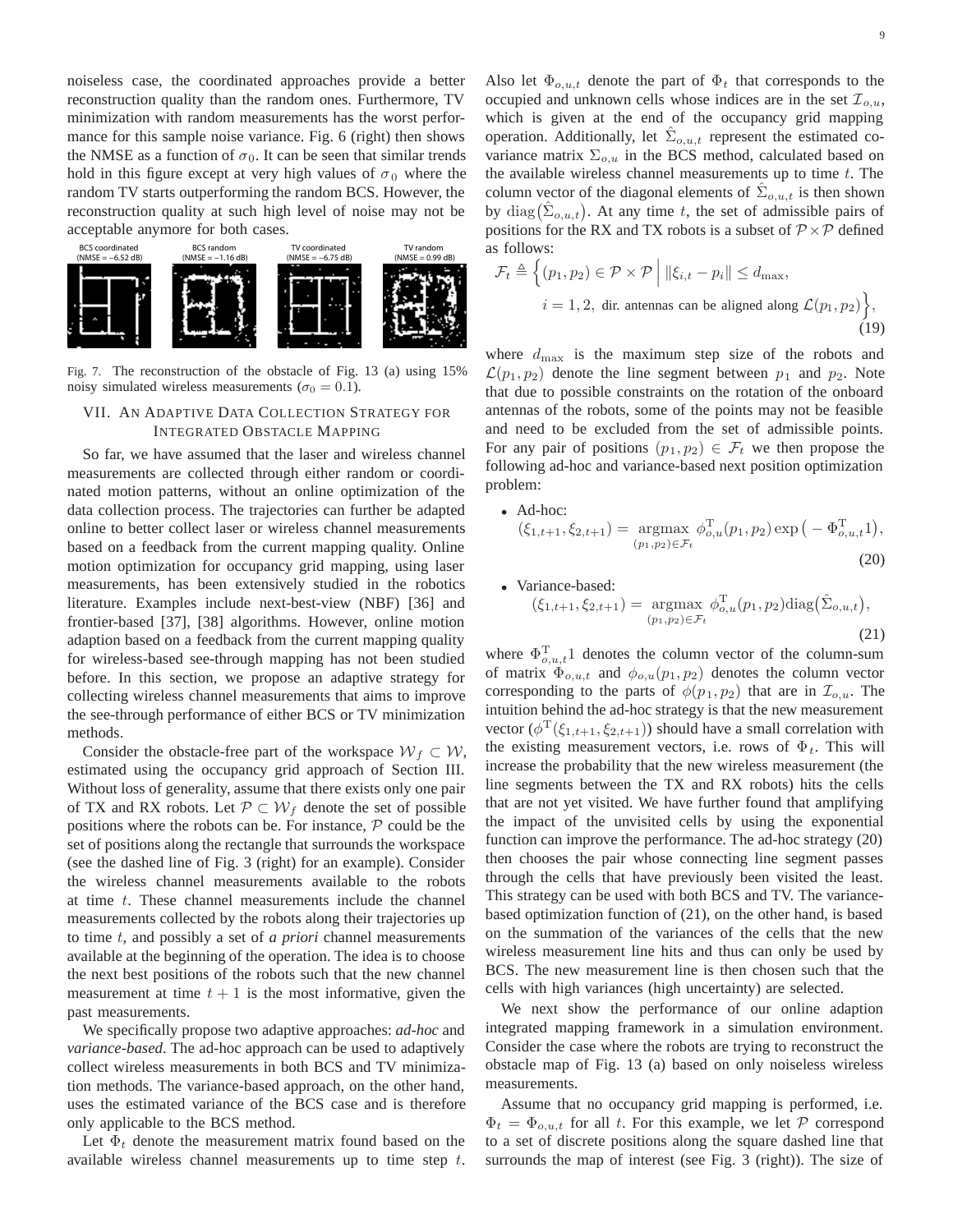noiseless case, the coordinated approaches provide a better reconstruction quality than the random ones. Furthermore, TV minimization with random measurements has the worst performance for this sample noise variance. Fig. 6 (right) then shows the NMSE as a function of $\sigma_0$. It can be seen that similar trends hold in this figure except at very high values of $\sigma_0$ where the random TV starts outperforming the random BCS. However, the reconstruction quality at such high level of noise may not be acceptable anymore for both cases.

BCS coordinated (NMSE = −6.52 dB) | BCS random (NMSE = −1.16 dB) | TV coordinated (NMSE = −6.75 dB) | TV random (NMSE = 0.99 dB)

Fig. 7. The reconstruction of the obstacle of Fig. 13 (a) using 15% noisy simulated wireless measurements ($\sigma_0 = 0.1$).

## VII. An Adaptive Data Collection Strategy for Integrated Obstacle Mapping

So far, we have assumed that the laser and wireless channel measurements are collected through either random or coordinated motion patterns, without an online optimization of the data collection process. The trajectories can further be adapted online to better collect laser or wireless channel measurements based on a feedback from the current mapping quality. Online motion optimization for occupancy grid mapping, using laser measurements, has been extensively studied in the robotics literature. Examples include next-best-view (NBF) [36] and frontier-based [37], [38] algorithms. However, online motion adaption based on a feedback from the current mapping quality for wireless-based see-through mapping has not been studied before. In this section, we propose an adaptive strategy for collecting wireless channel measurements that aims to improve the see-through performance of either BCS or TV minimization methods.

Consider the obstacle-free part of the workspace $\mathcal{W}_f \subset \mathcal{W}$, estimated using the occupancy grid approach of Section III. Without loss of generality, assume that there exists only one pair of TX and RX robots. Let $\mathcal{P} \subset \mathcal{W}_f$ denote the set of possible positions where the robots can be. For instance, $\mathcal{P}$ could be the set of positions along the rectangle that surrounds the workspace (see the dashed line of Fig. 3 (right) for an example). Consider the wireless channel measurements available to the robots at time $t$. These channel measurements include the channel measurements collected by the robots along their trajectories up to time $t$, and possibly a set of *a priori* channel measurements available at the beginning of the operation. The idea is to choose the next best positions of the robots such that the new channel measurement at time $t+1$ is the most informative, given the past measurements.

We specifically propose two adaptive approaches: *ad-hoc* and *variance-based*. The ad-hoc approach can be used to adaptively collect wireless measurements in both BCS and TV minimization methods. The variance-based approach, on the other hand, uses the estimated variance of the BCS case and is therefore only applicable to the BCS method.

Let $\Phi_t$ denote the measurement matrix found based on the available wireless channel measurements up to time step $t$. Also let $\Phi_{o,u,t}$ denote the part of $\Phi_t$ that corresponds to the occupied and unknown cells whose indices are in the set $\mathcal{I}_{o,u}$, which is given at the end of the occupancy grid mapping operation. Additionally, let $\hat{\Sigma}_{o,u,t}$ represent the estimated covariance matrix $\Sigma_{o,u}$ in the BCS method, calculated based on the available wireless channel measurements up to time $t$. The column vector of the diagonal elements of $\hat{\Sigma}_{o,u,t}$ is then shown by $\mathrm{diag}(\hat{\Sigma}_{o,u,t})$. At any time $t$, the set of admissible pairs of positions for the RX and TX robots is a subset of $\mathcal{P}\times\mathcal{P}$ defined as follows:

$$
\mathcal{F}_t \triangleq \Big\{(p_1,p_2)\in\mathcal{P}\times\mathcal{P}\;\Big|\;\|\xi_{i,t}-p_i\|\le d_{\max},\; i=1,2,\ \text{dir. antennas can be aligned along } \mathcal{L}(p_1,p_2)\Big\}, \tag{19}
$$

where $d_{\max}$ is the maximum step size of the robots and $\mathcal{L}(p_1,p_2)$ denote the line segment between $p_1$ and $p_2$. Note that due to possible constraints on the rotation of the onboard antennas of the robots, some of the points may not be feasible and need to be excluded from the set of admissible points. For any pair of positions $(p_1,p_2)\in\mathcal{F}_t$ we then propose the following ad-hoc and variance-based next position optimization problem:

- Ad-hoc:
$$
(\xi_{1,t+1},\xi_{2,t+1}) = \underset{(p_1,p_2)\in\mathcal{F}_t}{\operatorname{argmax}}\ \phi_{o,u}^{\mathrm{T}}(p_1,p_2)\exp\big(-\Phi_{o,u,t}^{\mathrm{T}}1\big), \tag{20}
$$

- Variance-based:
$$
(\xi_{1,t+1},\xi_{2,t+1}) = \underset{(p_1,p_2)\in\mathcal{F}_t}{\operatorname{argmax}}\ \phi_{o,u}^{\mathrm{T}}(p_1,p_2)\mathrm{diag}\big(\hat{\Sigma}_{o,u,t}\big), \tag{21}
$$

where $\Phi_{o,u,t}^{\mathrm{T}}1$ denotes the column vector of the column-sum of matrix $\Phi_{o,u,t}$ and $\phi_{o,u}(p_1,p_2)$ denotes the column vector corresponding to the parts of $\phi(p_1,p_2)$ that are in $\mathcal{I}_{o,u}$. The intuition behind the ad-hoc strategy is that the new measurement vector ($\phi^{\mathrm{T}}(\xi_{1,t+1},\xi_{2,t+1})$) should have a small correlation with the existing measurement vectors, i.e. rows of $\Phi_t$. This will increase the probability that the new wireless measurement (the line segments between the TX and RX robots) hits the cells that are not yet visited. We have further found that amplifying the impact of the unvisited cells by using the exponential function can improve the performance. The ad-hoc strategy (20) then chooses the pair whose connecting line segment passes through the cells that have previously been visited the least. This strategy can be used with both BCS and TV. The variance-based optimization function of (21), on the other hand, is based on the summation of the variances of the cells that the new wireless measurement line hits and thus can only be used by BCS. The new measurement line is then chosen such that the cells with high variances (high uncertainty) are selected.

We next show the performance of our online adaption integrated mapping framework in a simulation environment. Consider the case where the robots are trying to reconstruct the obstacle map of Fig. 13 (a) based on only noiseless wireless measurements.

Assume that no occupancy grid mapping is performed, i.e. $\Phi_t = \Phi_{o,u,t}$ for all $t$. For this example, we let $\mathcal{P}$ correspond to a set of discrete positions along the square dashed line that surrounds the map of interest (see Fig. 3 (right)). The size of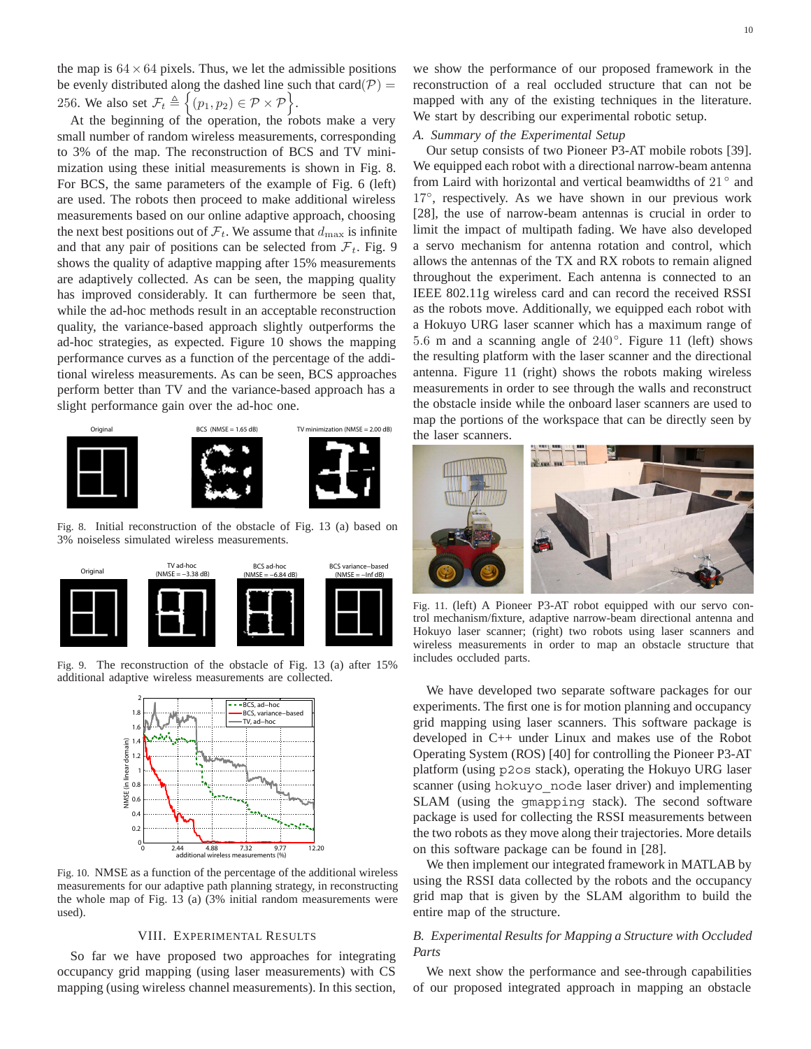the map is $64 \times 64$ pixels. Thus, we let the admissible positions be evenly distributed along the dashed line such that card$(\mathcal{P}) = 256$. We also set $\mathcal{F}_t \triangleq \Big\{(p_1, p_2) \in \mathcal{P} \times \mathcal{P}\Big\}$.

At the beginning of the operation, the robots make a very small number of random wireless measurements, corresponding to 3% of the map. The reconstruction of BCS and TV minimization using these initial measurements is shown in Fig. 8. For BCS, the same parameters of the example of Fig. 6 (left) are used. The robots then proceed to make additional wireless measurements based on our online adaptive approach, choosing the next best positions out of $\mathcal{F}_t$. We assume that $d_{\max}$ is infinite and that any pair of positions can be selected from $\mathcal{F}_t$. Fig. 9 shows the quality of adaptive mapping after 15% measurements are adaptively collected. As can be seen, the mapping quality has improved considerably. It can furthermore be seen that, while the ad-hoc methods result in an acceptable reconstruction quality, the variance-based approach slightly outperforms the ad-hoc strategies, as expected. Figure 10 shows the mapping performance curves as a function of the percentage of the additional wireless measurements. As can be seen, BCS approaches perform better than TV and the variance-based approach has a slight performance gain over the ad-hoc one.

Fig. 8. Initial reconstruction of the obstacle of Fig. 13 (a) based on 3% noiseless simulated wireless measurements.

Fig. 9. The reconstruction of the obstacle of Fig. 13 (a) after 15% additional adaptive wireless measurements are collected.

Fig. 10. NMSE as a function of the percentage of the additional wireless measurements for our adaptive path planning strategy, in reconstructing the whole map of Fig. 13 (a) (3% initial random measurements were used).

## VIII. Experimental Results

So far we have proposed two approaches for integrating occupancy grid mapping (using laser measurements) with CS mapping (using wireless channel measurements). In this section, we show the performance of our proposed framework in the reconstruction of a real occluded structure that can not be mapped with any of the existing techniques in the literature. We start by describing our experimental robotic setup.

### A. Summary of the Experimental Setup

Our setup consists of two Pioneer P3-AT mobile robots [39]. We equipped each robot with a directional narrow-beam antenna from Laird with horizontal and vertical beamwidths of $21^\circ$ and $17^\circ$, respectively. As we have shown in our previous work [28], the use of narrow-beam antennas is crucial in order to limit the impact of multipath fading. We have also developed a servo mechanism for antenna rotation and control, which allows the antennas of the TX and RX robots to remain aligned throughout the experiment. Each antenna is connected to an IEEE 802.11g wireless card and can record the received RSSI as the robots move. Additionally, we equipped each robot with a Hokuyo URG laser scanner which has a maximum range of $5.6$ m and a scanning angle of $240^\circ$. Figure 11 (left) shows the resulting platform with the laser scanner and the directional antenna. Figure 11 (right) shows the robots making wireless measurements in order to see through the walls and reconstruct the obstacle inside while the onboard laser scanners are used to map the portions of the workspace that can be directly seen by the laser scanners.

Fig. 11. (left) A Pioneer P3-AT robot equipped with our servo control mechanism/fixture, adaptive narrow-beam directional antenna and Hokuyo laser scanner; (right) two robots using laser scanners and wireless measurements in order to map an obstacle structure that includes occluded parts.

We have developed two separate software packages for our experiments. The first one is for motion planning and occupancy grid mapping using laser scanners. This software package is developed in C++ under Linux and makes use of the Robot Operating System (ROS) [40] for controlling the Pioneer P3-AT platform (using `p2os` stack), operating the Hokuyo URG laser scanner (using `hokuyo_node` laser driver) and implementing SLAM (using the `gmapping` stack). The second software package is used for collecting the RSSI measurements between the two robots as they move along their trajectories. More details on this software package can be found in [28].

We then implement our integrated framework in MATLAB by using the RSSI data collected by the robots and the occupancy grid map that is given by the SLAM algorithm to build the entire map of the structure.

### B. Experimental Results for Mapping a Structure with Occluded Parts

We next show the performance and see-through capabilities of our proposed integrated approach in mapping an obstacle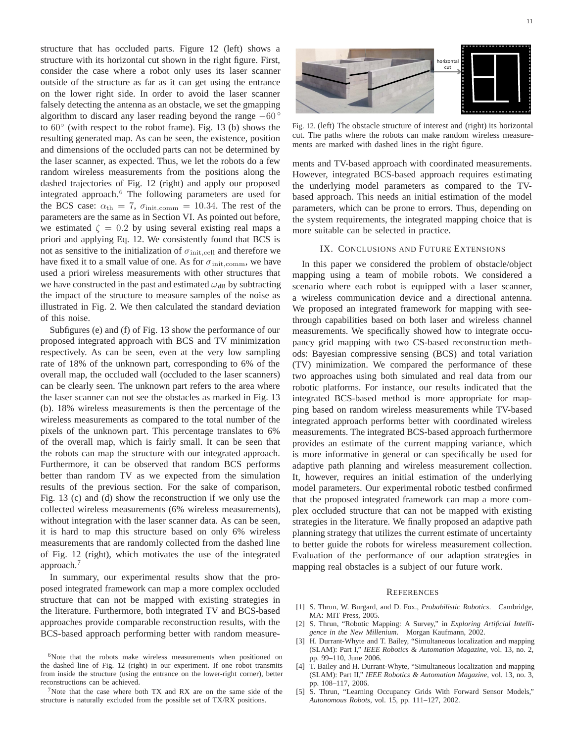structure that has occluded parts. Figure 12 (left) shows a structure with its horizontal cut shown in the right figure. First, consider the case where a robot only uses its laser scanner outside of the structure as far as it can get using the entrance on the lower right side. In order to avoid the laser scanner falsely detecting the antenna as an obstacle, we set the gmapping algorithm to discard any laser reading beyond the range $-60^\circ$ to $60^\circ$ (with respect to the robot frame). Fig. 13 (b) shows the resulting generated map. As can be seen, the existence, position and dimensions of the occluded parts can not be determined by the laser scanner, as expected. Thus, we let the robots do a few random wireless measurements from the positions along the dashed trajectories of Fig. 12 (right) and apply our proposed integrated approach.[6] The following parameters are used for the BCS case: $\alpha_{\text{th}} = 7$, $\sigma_{\text{init,comm}} = 10.34$. The rest of the parameters are the same as in Section VI. As pointed out before, we estimated $\zeta = 0.2$ by using several existing real maps a priori and applying Eq. 12. We consistently found that BCS is not as sensitive to the initialization of $\sigma_{\text{init,cell}}$ and therefore we have fixed it to a small value of one. As for $\sigma_{\text{init,comm}}$, we have used a priori wireless measurements with other structures that we have constructed in the past and estimated $\omega_{\text{dB}}$ by subtracting the impact of the structure to measure samples of the noise as illustrated in Fig. 2. We then calculated the standard deviation of this noise.

Subfigures (e) and (f) of Fig. 13 show the performance of our proposed integrated approach with BCS and TV minimization respectively. As can be seen, even at the very low sampling rate of 18% of the unknown part, corresponding to 6% of the overall map, the occluded wall (occluded to the laser scanners) can be clearly seen. The unknown part refers to the area where the laser scanner can not see the obstacles as marked in Fig. 13 (b). 18% wireless measurements is then the percentage of the wireless measurements as compared to the total number of the pixels of the unknown part. This percentage translates to 6% of the overall map, which is fairly small. It can be seen that the robots can map the structure with our integrated approach. Furthermore, it can be observed that random BCS performs better than random TV as we expected from the simulation results of the previous section. For the sake of comparison, Fig. 13 (c) and (d) show the reconstruction if we only use the collected wireless measurements (6% wireless measurements), without integration with the laser scanner data. As can be seen, it is hard to map this structure based on only 6% wireless measurements that are randomly collected from the dashed line of Fig. 12 (right), which motivates the use of the integrated approach.[7]

In summary, our experimental results show that the proposed integrated framework can map a more complex occluded structure that can not be mapped with existing strategies in the literature. Furthermore, both integrated TV and BCS-based approaches provide comparable reconstruction results, with the BCS-based approach performing better with random measurements and TV-based approach with coordinated measurements. However, integrated BCS-based approach requires estimating the underlying model parameters as compared to the TV-based approach. This needs an initial estimation of the model parameters, which can be prone to errors. Thus, depending on the system requirements, the integrated mapping choice that is more suitable can be selected in practice.

[6]Note that the robots make wireless measurements when positioned on the dashed line of Fig. 12 (right) in our experiment. If one robot transmits from inside the structure (using the entrance on the lower-right corner), better reconstructions can be achieved.

[7]Note that the case where both TX and RX are on the same side of the structure is naturally excluded from the possible set of TX/RX positions.

Fig. 12. (left) The obstacle structure of interest and (right) its horizontal cut. The paths where the robots can make random wireless measurements are marked with dashed lines in the right figure.

## IX. Conclusions and Future Extensions

In this paper we considered the problem of obstacle/object mapping using a team of mobile robots. We considered a scenario where each robot is equipped with a laser scanner, a wireless communication device and a directional antenna. We proposed an integrated framework for mapping with see-through capabilities based on both laser and wireless channel measurements. We specifically showed how to integrate occupancy grid mapping with two CS-based reconstruction methods: Bayesian compressive sensing (BCS) and total variation (TV) minimization. We compared the performance of these two approaches using both simulated and real data from our robotic platforms. For instance, our results indicated that the integrated BCS-based method is more appropriate for mapping based on random wireless measurements while TV-based integrated approach performs better with coordinated wireless measurements. The integrated BCS-based approach furthermore provides an estimate of the current mapping variance, which is more informative in general or can specifically be used for adaptive path planning and wireless measurement collection. It, however, requires an initial estimation of the underlying model parameters. Our experimental robotic testbed confirmed that the proposed integrated framework can map a more complex occluded structure that can not be mapped with existing strategies in the literature. We finally proposed an adaptive path planning strategy that utilizes the current estimate of uncertainty to better guide the robots for wireless measurement collection. Evaluation of the performance of our adaption strategies in mapping real obstacles is a subject of our future work.

## References

[1] S. Thrun, W. Burgard, and D. Fox., *Probabilistic Robotics*. Cambridge, MA: MIT Press, 2005.

[2] S. Thrun, "Robotic Mapping: A Survey," in *Exploring Artificial Intelligence in the New Millenium*. Morgan Kaufmann, 2002.

[3] H. Durrant-Whyte and T. Bailey, "Simultaneous localization and mapping (SLAM): Part I," *IEEE Robotics & Automation Magazine*, vol. 13, no. 2, pp. 99–110, June 2006.

[4] T. Bailey and H. Durrant-Whyte, "Simultaneous localization and mapping (SLAM): Part II," *IEEE Robotics & Automation Magazine*, vol. 13, no. 3, pp. 108–117, 2006.

[5] S. Thrun, "Learning Occupancy Grids With Forward Sensor Models," *Autonomous Robots*, vol. 15, pp. 111–127, 2002.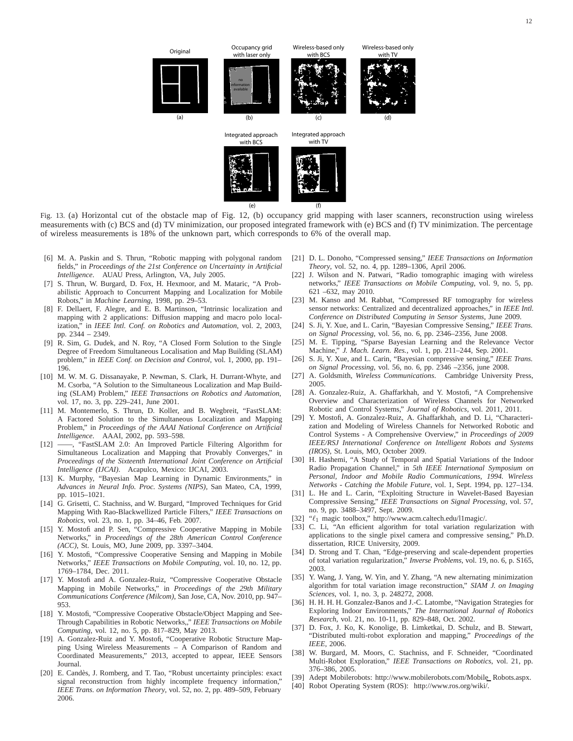Original

Occupancy grid with laser only

Wireless-based only with BCS

Wireless-based only with TV

(a) (b) (c) (d)

Integrated approach with BCS

Integrated approach with TV

(e) (f)

Fig. 13. (a) Horizontal cut of the obstacle map of Fig. 12, (b) occupancy grid mapping with laser scanners, reconstruction using wireless measurements with (c) BCS and (d) TV minimization, our proposed integrated framework with (e) BCS and (f) TV minimization. The percentage of wireless measurements is 18% of the unknown part, which corresponds to 6% of the overall map.

[6] M. A. Paskin and S. Thrun, "Robotic mapping with polygonal random fields," in *Proceedings of the 21st Conference on Uncertainty in Artificial Intelligence*. AUAU Press, Arlington, VA, July 2005.

[7] S. Thrun, W. Burgard, D. Fox, H. Hexmoor, and M. Mataric, "A Probabilistic Approach to Concurrent Mapping and Localization for Mobile Robots," in *Machine Learning*, 1998, pp. 29–53.

[8] F. Dellaert, F. Alegre, and E. B. Martinson, "Intrinsic localization and mapping with 2 applications: Diffusion mapping and macro polo localization," in *IEEE Intl. Conf. on Robotics and Automation*, vol. 2, 2003, pp. 2344 – 2349.

[9] R. Sim, G. Dudek, and N. Roy, "A Closed Form Solution to the Single Degree of Freedom Simultaneous Localisation and Map Building (SLAM) problem," in *IEEE Conf. on Decision and Control*, vol. 1, 2000, pp. 191–196.

[10] M. W. M. G. Dissanayake, P. Newman, S. Clark, H. Durrant-Whyte, and M. Csorba, "A Solution to the Simultaneous Localization and Map Building (SLAM) Problem," *IEEE Transactions on Robotics and Automation*, vol. 17, no. 3, pp. 229–241, June 2001.

[11] M. Montemerlo, S. Thrun, D. Koller, and B. Wegbreit, "FastSLAM: A Factored Solution to the Simultaneous Localization and Mapping Problem," in *Proceedings of the AAAI National Conference on Artificial Intelligence*. AAAI, 2002, pp. 593–598.

[12] ——, "FastSLAM 2.0: An Improved Particle Filtering Algorithm for Simultaneous Localization and Mapping that Provably Converges," in *Proceedings of the Sixteenth International Joint Conference on Artificial Intelligence (IJCAI)*. Acapulco, Mexico: IJCAI, 2003.

[13] K. Murphy, "Bayesian Map Learning in Dynamic Environments," in *Advances in Neural Info. Proc. Systems (NIPS)*, San Mateo, CA, 1999, pp. 1015–1021.

[14] G. Grisetti, C. Stachniss, and W. Burgard, "Improved Techniques for Grid Mapping With Rao-Blackwellized Particle Filters," *IEEE Transactions on Robotics*, vol. 23, no. 1, pp. 34–46, Feb. 2007.

[15] Y. Mostofi and P. Sen, "Compressive Cooperative Mapping in Mobile Networks," in *Proceedings of the 28th American Control Conference (ACC)*, St. Louis, MO, June 2009, pp. 3397–3404.

[16] Y. Mostofi, "Compressive Cooperative Sensing and Mapping in Mobile Networks," *IEEE Transactions on Mobile Computing*, vol. 10, no. 12, pp. 1769–1784, Dec. 2011.

[17] Y. Mostofi and A. Gonzalez-Ruiz, "Compressive Cooperative Obstacle Mapping in Mobile Networks," in *Proceedings of the 29th Military Communications Conference (Milcom)*, San Jose, CA, Nov. 2010, pp. 947–953.

[18] Y. Mostofi, "Compressive Cooperative Obstacle/Object Mapping and See-Through Capabilities in Robotic Networks,," *IEEE Transactions on Mobile Computing*, vol. 12, no. 5, pp. 817–829, May 2013.

[19] A. Gonzalez-Ruiz and Y. Mostofi, "Cooperative Robotic Structure Mapping Using Wireless Measurements – A Comparison of Random and Coordinated Measurements," 2013, accepted to appear, IEEE Sensors Journal.

[20] E. Candès, J. Romberg, and T. Tao, "Robust uncertainty principles: exact signal reconstruction from highly incomplete frequency information," *IEEE Trans. on Information Theory*, vol. 52, no. 2, pp. 489–509, February 2006.

[21] D. L. Donoho, "Compressed sensing," *IEEE Transactions on Information Theory*, vol. 52, no. 4, pp. 1289–1306, April 2006.

[22] J. Wilson and N. Patwari, "Radio tomographic imaging with wireless networks," *IEEE Transactions on Mobile Computing*, vol. 9, no. 5, pp. 621 –632, may 2010.

[23] M. Kanso and M. Rabbat, "Compressed RF tomography for wireless sensor networks: Centralized and decentralized approaches," in *IEEE Intl. Conference on Distributed Computing in Sensor Systems*, June 2009.

[24] S. Ji, Y. Xue, and L. Carin, "Bayesian Compressive Sensing," *IEEE Trans. on Signal Processing*, vol. 56, no. 6, pp. 2346–2356, June 2008.

[25] M. E. Tipping, "Sparse Bayesian Learning and the Relevance Vector Machine," *J. Mach. Learn. Res.*, vol. 1, pp. 211–244, Sep. 2001.

[26] S. Ji, Y. Xue, and L. Carin, "Bayesian compressive sensing," *IEEE Trans. on Signal Processing*, vol. 56, no. 6, pp. 2346 –2356, june 2008.

[27] A. Goldsmith, *Wireless Communications*. Cambridge University Press, 2005.

[28] A. Gonzalez-Ruiz, A. Ghaffarkhah, and Y. Mostofi, "A Comprehensive Overview and Characterization of Wireless Channels for Networked Robotic and Control Systems," *Journal of Robotics*, vol. 2011, 2011.

[29] Y. Mostofi, A. Gonzalez-Ruiz, A. Ghaffarkhah, and D. Li, "Characterization and Modeling of Wireless Channels for Networked Robotic and Control Systems - A Comprehensive Overview," in *Proceedings of 2009 IEEE/RSJ International Conference on Intelligent Robots and Systems (IROS)*, St. Louis, MO, October 2009.

[30] H. Hashemi, "A Study of Temporal and Spatial Variations of the Indoor Radio Propagation Channel," in *5th IEEE International Symposium on Personal, Indoor and Mobile Radio Communications, 1994. Wireless Networks - Catching the Mobile Future*, vol. 1, Sept. 1994, pp. 127–134.

[31] L. He and L. Carin, "Exploiting Structure in Wavelet-Based Bayesian Compressive Sensing," *IEEE Transactions on Signal Processing*, vol. 57, no. 9, pp. 3488–3497, Sept. 2009.

[32] "$\ell_1$ magic toolbox," http://www.acm.caltech.edu/l1magic/.

[33] C. Li, "An efficient algorithm for total variation regularization with applications to the single pixel camera and compressive sensing," Ph.D. dissertation, RICE University, 2009.

[34] D. Strong and T. Chan, "Edge-preserving and scale-dependent properties of total variation regularization," *Inverse Problems*, vol. 19, no. 6, p. S165, 2003.

[35] Y. Wang, J. Yang, W. Yin, and Y. Zhang, "A new alternating minimization algorithm for total variation image reconstruction," *SIAM J. on Imaging Sciences*, vol. 1, no. 3, p. 248272, 2008.

[36] H. H. H. H. Gonzalez-Banos and J.-C. Latombe, "Navigation Strategies for Exploring Indoor Environments," *The International Journal of Robotics Research*, vol. 21, no. 10-11, pp. 829–848, Oct. 2002.

[37] D. Fox, J. Ko, K. Konolige, B. Limketkai, D. Schulz, and B. Stewart, "Distributed multi-robot exploration and mapping," *Proceedings of the IEEE*, 2006.

[38] W. Burgard, M. Moors, C. Stachniss, and F. Schneider, "Coordinated Multi-Robot Exploration," *IEEE Transactions on Robotics*, vol. 21, pp. 376–386, 2005.

[39] Adept Mobilerobots: http://www.mobilerobots.com/Mobile_Robots.aspx.

[40] Robot Operating System (ROS): http://www.ros.org/wiki/.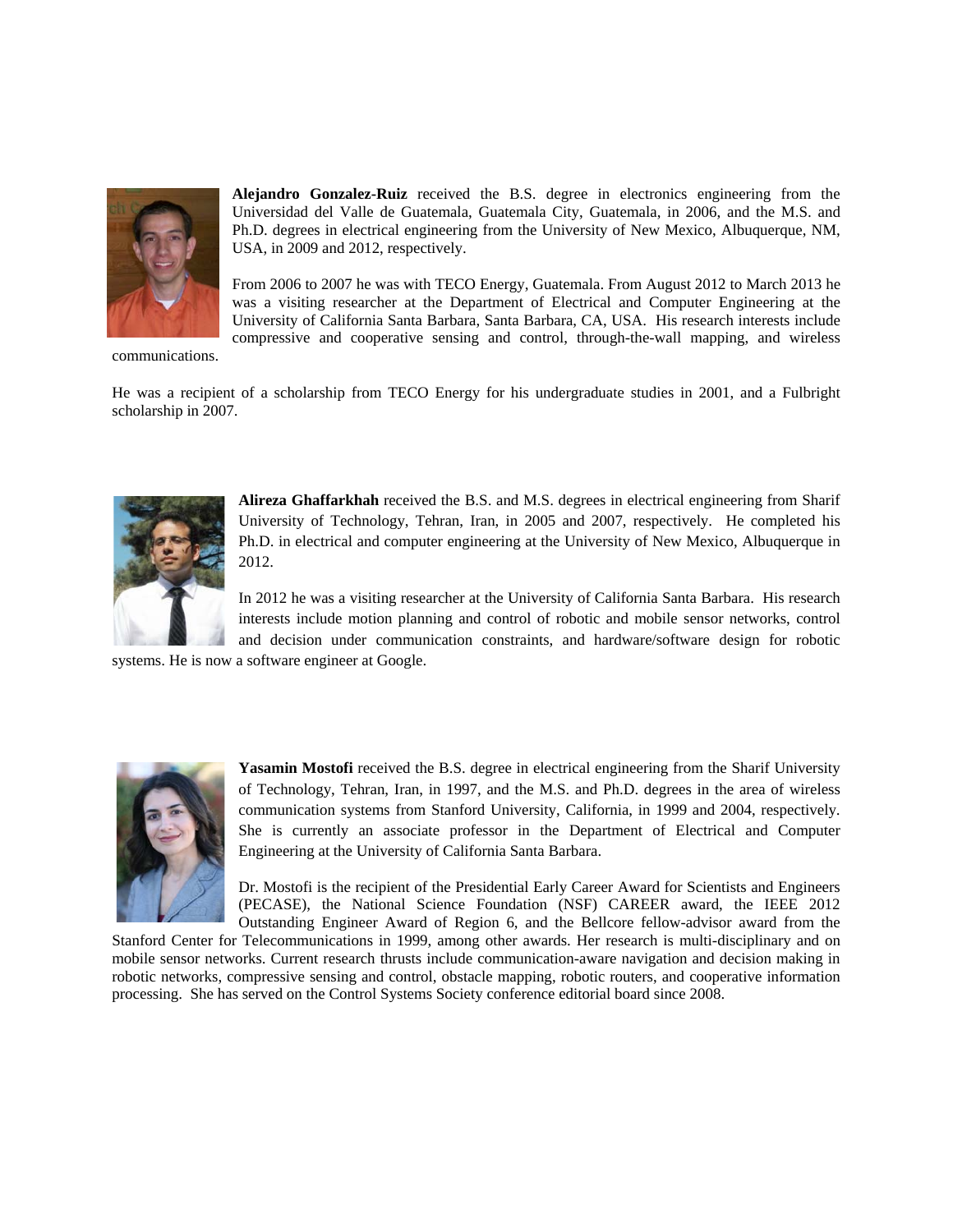**Alejandro Gonzalez-Ruiz** received the B.S. degree in electronics engineering from the Universidad del Valle de Guatemala, Guatemala City, Guatemala, in 2006, and the M.S. and Ph.D. degrees in electrical engineering from the University of New Mexico, Albuquerque, NM, USA, in 2009 and 2012, respectively.

From 2006 to 2007 he was with TECO Energy, Guatemala. From August 2012 to March 2013 he was a visiting researcher at the Department of Electrical and Computer Engineering at the University of California Santa Barbara, Santa Barbara, CA, USA. His research interests include compressive and cooperative sensing and control, through-the-wall mapping, and wireless communications.

He was a recipient of a scholarship from TECO Energy for his undergraduate studies in 2001, and a Fulbright scholarship in 2007.

**Alireza Ghaffarkhah** received the B.S. and M.S. degrees in electrical engineering from Sharif University of Technology, Tehran, Iran, in 2005 and 2007, respectively. He completed his Ph.D. in electrical and computer engineering at the University of New Mexico, Albuquerque in 2012.

In 2012 he was a visiting researcher at the University of California Santa Barbara. His research interests include motion planning and control of robotic and mobile sensor networks, control and decision under communication constraints, and hardware/software design for robotic systems. He is now a software engineer at Google.

**Yasamin Mostofi** received the B.S. degree in electrical engineering from the Sharif University of Technology, Tehran, Iran, in 1997, and the M.S. and Ph.D. degrees in the area of wireless communication systems from Stanford University, California, in 1999 and 2004, respectively. She is currently an associate professor in the Department of Electrical and Computer Engineering at the University of California Santa Barbara.

Dr. Mostofi is the recipient of the Presidential Early Career Award for Scientists and Engineers (PECASE), the National Science Foundation (NSF) CAREER award, the IEEE 2012 Outstanding Engineer Award of Region 6, and the Bellcore fellow-advisor award from the Stanford Center for Telecommunications in 1999, among other awards. Her research is multi-disciplinary and on mobile sensor networks. Current research thrusts include communication-aware navigation and decision making in robotic networks, compressive sensing and control, obstacle mapping, robotic routers, and cooperative information processing. She has served on the Control Systems Society conference editorial board since 2008.